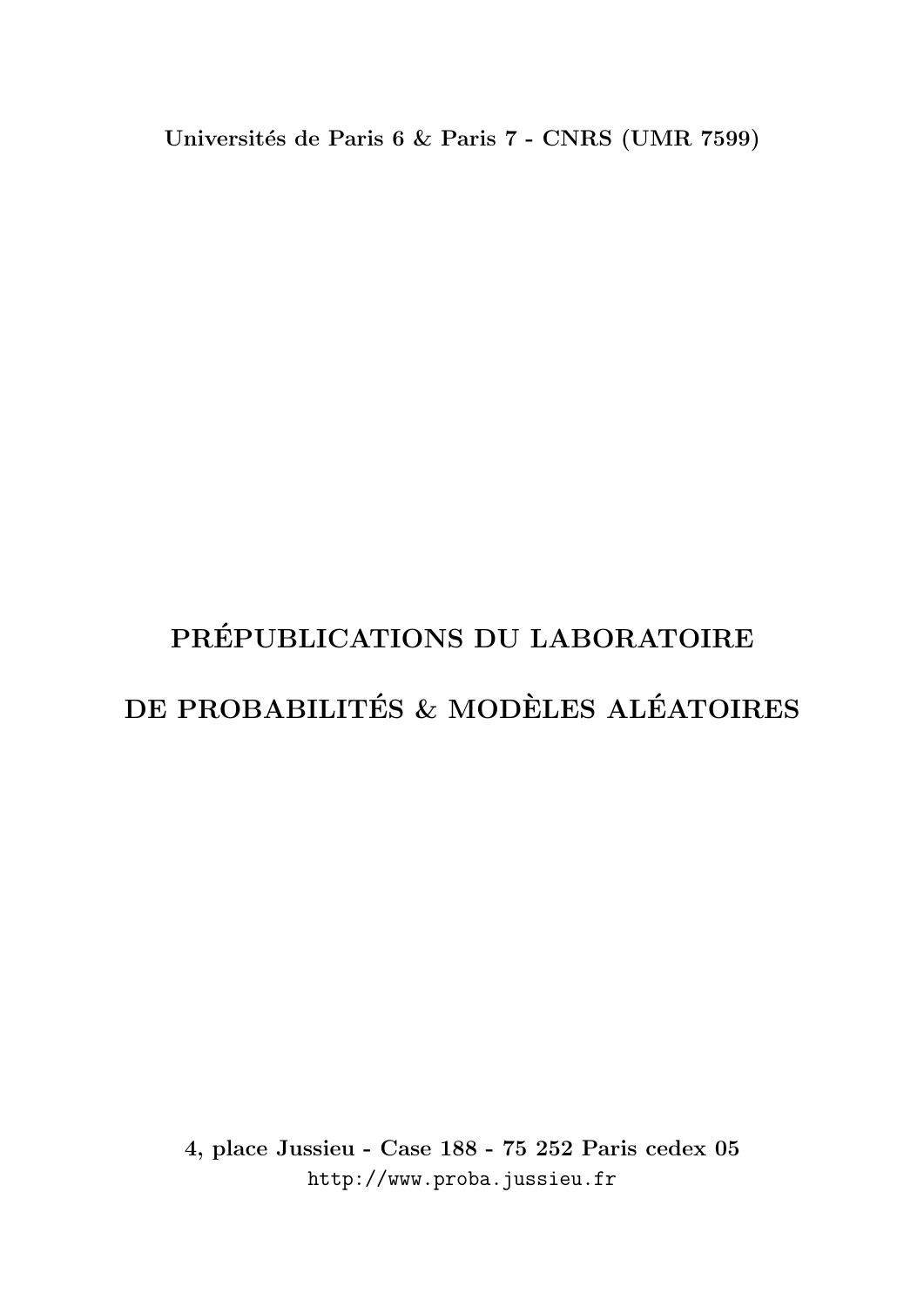**Universités de Paris 6 & Paris 7 - CNRS (UMR 7599)**

# PRÉPUBLICATIONS DU LABORATOIRE

# DE PROBABILITÉS & MODÈLES ALÉATOIRES

**4, place Jussieu - Case 188 - 75 252 Paris cedex 05**

http://www.proba.jussieu.fr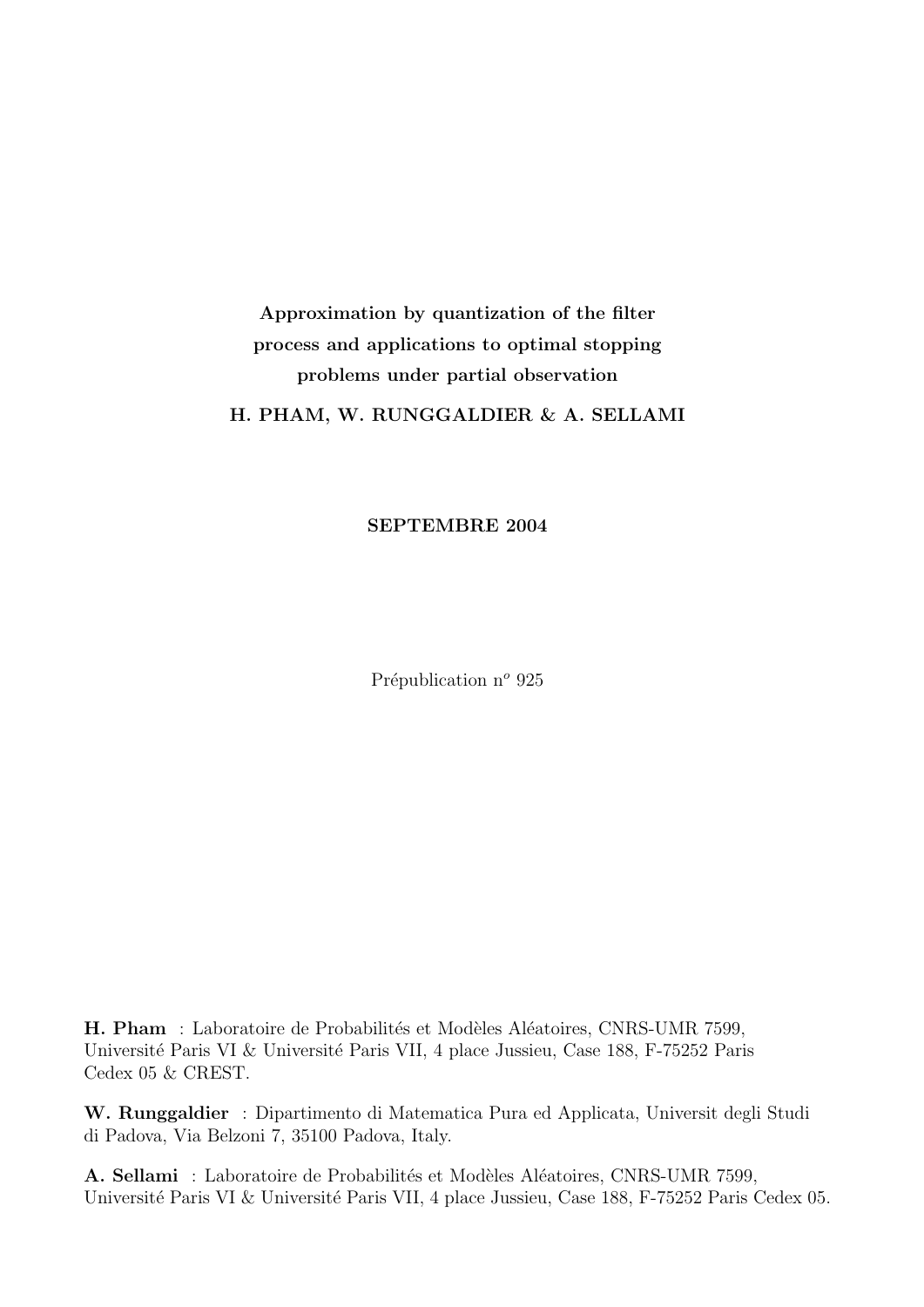**Approximation by quantization of the filter process and applications to optimal stopping problems under partial observation**

**H. PHAM, W. RUNGGALDIER & A. SELLAMI**

**SEPTEMBRE 2004**

Prépublication n$^o$ 925

**H. Pham** : Laboratoire de Probabilités et Modèles Aléatoires, CNRS-UMR 7599, Université Paris VI & Université Paris VII, 4 place Jussieu, Case 188, F-75252 Paris Cedex 05 & CREST.

**W. Runggaldier** : Dipartimento di Matematica Pura ed Applicata, Universit degli Studi di Padova, Via Belzoni 7, 35100 Padova, Italy.

**A. Sellami** : Laboratoire de Probabilités et Modèles Aléatoires, CNRS-UMR 7599, Université Paris VI & Université Paris VII, 4 place Jussieu, Case 188, F-75252 Paris Cedex 05.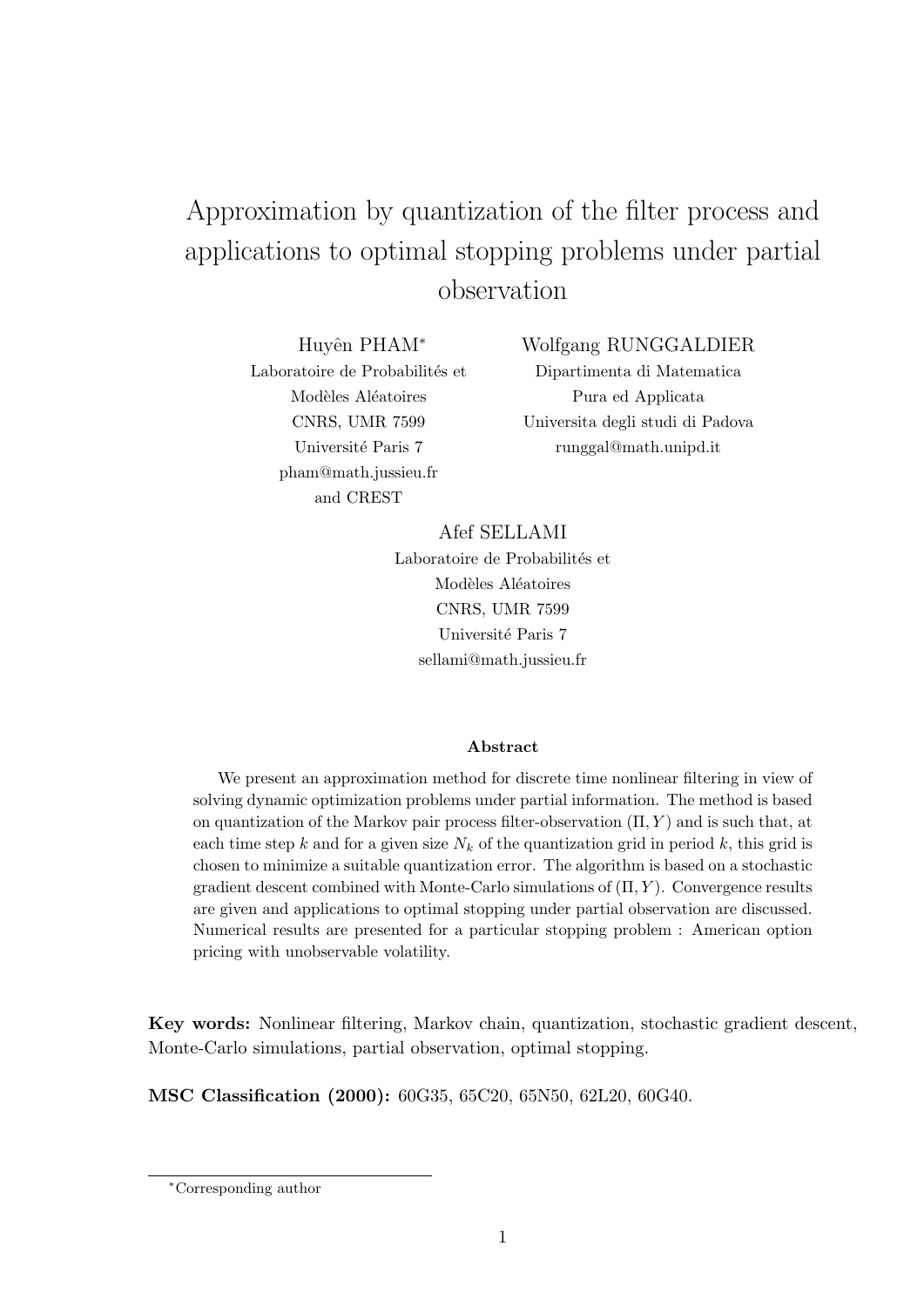# Approximation by quantization of the filter process and applications to optimal stopping problems under partial observation

Huyên PHAM[*]
Laboratoire de Probabilités et
Modèles Aléatoires
CNRS, UMR 7599
Université Paris 7
pham@math.jussieu.fr
and CREST

Wolfgang RUNGGALDIER
Dipartimenta di Matematica
Pura ed Applicata
Universita degli studi di Padova
runggal@math.unipd.it

Afef SELLAMI
Laboratoire de Probabilités et
Modèles Aléatoires
CNRS, UMR 7599
Université Paris 7
sellami@math.jussieu.fr

**Abstract**

We present an approximation method for discrete time nonlinear filtering in view of solving dynamic optimization problems under partial information. The method is based on quantization of the Markov pair process filter-observation $(\Pi, Y)$ and is such that, at each time step $k$ and for a given size $N_k$ of the quantization grid in period $k$, this grid is chosen to minimize a suitable quantization error. The algorithm is based on a stochastic gradient descent combined with Monte-Carlo simulations of $(\Pi, Y)$. Convergence results are given and applications to optimal stopping under partial observation are discussed. Numerical results are presented for a particular stopping problem : American option pricing with unobservable volatility.

**Key words:** Nonlinear filtering, Markov chain, quantization, stochastic gradient descent, Monte-Carlo simulations, partial observation, optimal stopping.

**MSC Classification (2000):** 60G35, 65C20, 65N50, 62L20, 60G40.

[*]Corresponding author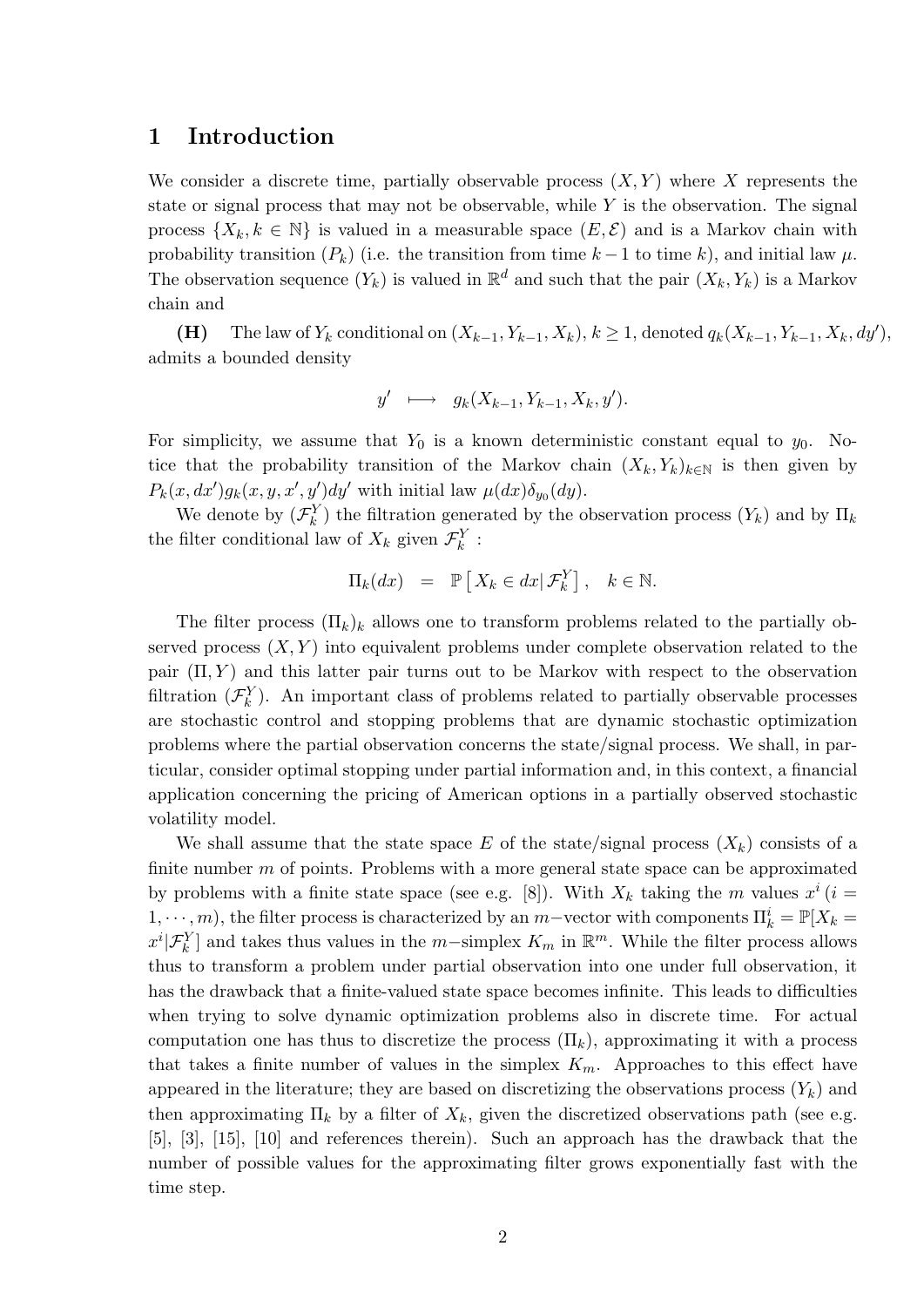# 1 Introduction

We consider a discrete time, partially observable process $(X, Y)$ where $X$ represents the state or signal process that may not be observable, while $Y$ is the observation. The signal process $\{X_k, k \in \mathbb{N}\}$ is valued in a measurable space $(E, \mathcal{E})$ and is a Markov chain with probability transition $(P_k)$ (i.e. the transition from time $k-1$ to time $k$), and initial law $\mu$. The observation sequence $(Y_k)$ is valued in $\mathbb{R}^d$ and such that the pair $(X_k, Y_k)$ is a Markov chain and

**(H)** The law of $Y_k$ conditional on $(X_{k-1}, Y_{k-1}, X_k)$, $k \geq 1$, denoted $q_k(X_{k-1}, Y_{k-1}, X_k, dy')$, admits a bounded density

$$y' \quad \longmapsto \quad g_k(X_{k-1}, Y_{k-1}, X_k, y').$$

For simplicity, we assume that $Y_0$ is a known deterministic constant equal to $y_0$. Notice that the probability transition of the Markov chain $(X_k, Y_k)_{k \in \mathbb{N}}$ is then given by $P_k(x, dx')g_k(x, y, x', y')dy'$ with initial law $\mu(dx)\delta_{y_0}(dy)$.

We denote by $(\mathcal{F}_k^Y)$ the filtration generated by the observation process $(Y_k)$ and by $\Pi_k$ the filter conditional law of $X_k$ given $\mathcal{F}_k^Y$ :

$$\Pi_k(dx) \quad = \quad \mathbb{P}\left[\, X_k \in dx \middle| \, \mathcal{F}_k^Y \right], \quad k \in \mathbb{N}.$$

The filter process $(\Pi_k)_k$ allows one to transform problems related to the partially observed process $(X, Y)$ into equivalent problems under complete observation related to the pair $(\Pi, Y)$ and this latter pair turns out to be Markov with respect to the observation filtration $(\mathcal{F}_k^Y)$. An important class of problems related to partially observable processes are stochastic control and stopping problems that are dynamic stochastic optimization problems where the partial observation concerns the state/signal process. We shall, in particular, consider optimal stopping under partial information and, in this context, a financial application concerning the pricing of American options in a partially observed stochastic volatility model.

We shall assume that the state space $E$ of the state/signal process $(X_k)$ consists of a finite number $m$ of points. Problems with a more general state space can be approximated by problems with a finite state space (see e.g. [8]). With $X_k$ taking the $m$ values $x^i$ ($i = 1, \cdots, m$), the filter process is characterized by an $m-$vector with components $\Pi_k^i = \mathbb{P}[X_k = x^i | \mathcal{F}_k^Y]$ and takes thus values in the $m-$simplex $K_m$ in $\mathbb{R}^m$. While the filter process allows thus to transform a problem under partial observation into one under full observation, it has the drawback that a finite-valued state space becomes infinite. This leads to difficulties when trying to solve dynamic optimization problems also in discrete time. For actual computation one has thus to discretize the process $(\Pi_k)$, approximating it with a process that takes a finite number of values in the simplex $K_m$. Approaches to this effect have appeared in the literature; they are based on discretizing the observations process $(Y_k)$ and then approximating $\Pi_k$ by a filter of $X_k$, given the discretized observations path (see e.g. [5], [3], [15], [10] and references therein). Such an approach has the drawback that the number of possible values for the approximating filter grows exponentially fast with the time step.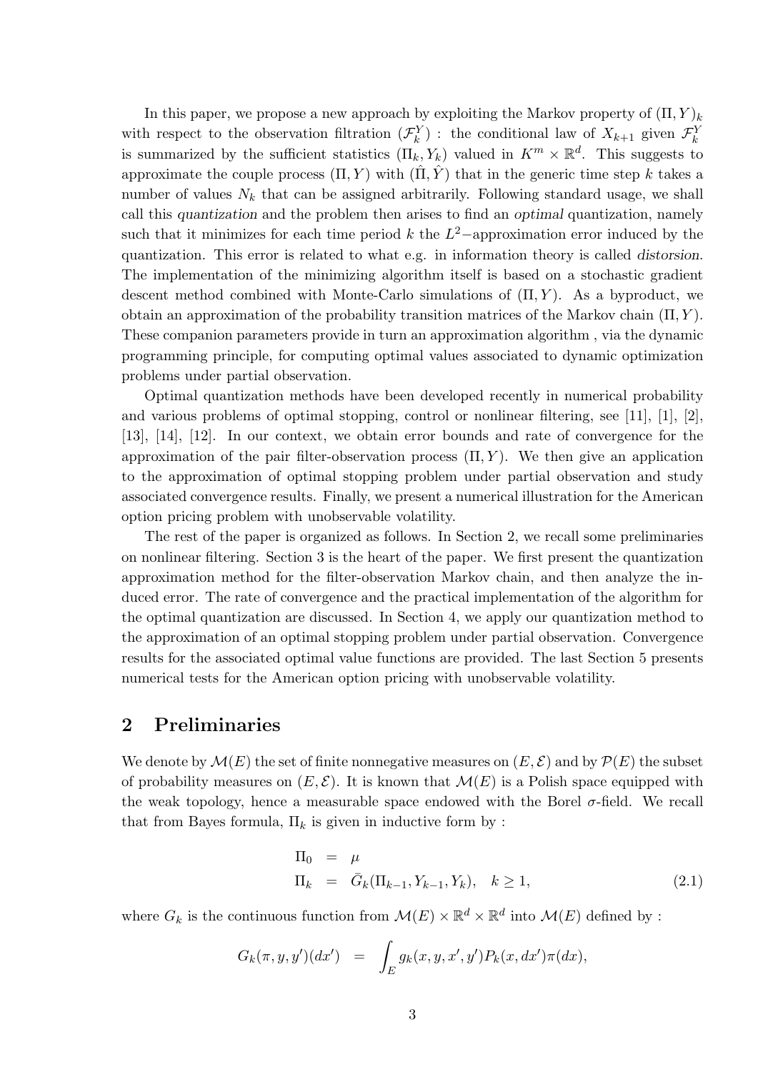In this paper, we propose a new approach by exploiting the Markov property of $(\Pi, Y)_k$ with respect to the observation filtration $(\mathcal{F}_k^Y)$ : the conditional law of $X_{k+1}$ given $\mathcal{F}_k^Y$ is summarized by the sufficient statistics $(\Pi_k, Y_k)$ valued in $K^m \times \mathbb{R}^d$. This suggests to approximate the couple process $(\Pi, Y)$ with $(\hat{\Pi}, \hat{Y})$ that in the generic time step $k$ takes a number of values $N_k$ that can be assigned arbitrarily. Following standard usage, we shall call this *quantization* and the problem then arises to find an *optimal* quantization, namely such that it minimizes for each time period $k$ the $L^2-$approximation error induced by the quantization. This error is related to what e.g. in information theory is called *distorsion*. The implementation of the minimizing algorithm itself is based on a stochastic gradient descent method combined with Monte-Carlo simulations of $(\Pi, Y)$. As a byproduct, we obtain an approximation of the probability transition matrices of the Markov chain $(\Pi, Y)$. These companion parameters provide in turn an approximation algorithm , via the dynamic programming principle, for computing optimal values associated to dynamic optimization problems under partial observation.

Optimal quantization methods have been developed recently in numerical probability and various problems of optimal stopping, control or nonlinear filtering, see [11], [1], [2], [13], [14], [12]. In our context, we obtain error bounds and rate of convergence for the approximation of the pair filter-observation process $(\Pi, Y)$. We then give an application to the approximation of optimal stopping problem under partial observation and study associated convergence results. Finally, we present a numerical illustration for the American option pricing problem with unobservable volatility.

The rest of the paper is organized as follows. In Section 2, we recall some preliminaries on nonlinear filtering. Section 3 is the heart of the paper. We first present the quantization approximation method for the filter-observation Markov chain, and then analyze the induced error. The rate of convergence and the practical implementation of the algorithm for the optimal quantization are discussed. In Section 4, we apply our quantization method to the approximation of an optimal stopping problem under partial observation. Convergence results for the associated optimal value functions are provided. The last Section 5 presents numerical tests for the American option pricing with unobservable volatility.

## 2 Preliminaries

We denote by $\mathcal{M}(E)$ the set of finite nonnegative measures on $(E, \mathcal{E})$ and by $\mathcal{P}(E)$ the subset of probability measures on $(E, \mathcal{E})$. It is known that $\mathcal{M}(E)$ is a Polish space equipped with the weak topology, hence a measurable space endowed with the Borel $\sigma$-field. We recall that from Bayes formula, $\Pi_k$ is given in inductive form by :

$$
\begin{aligned}
\Pi_0 &= \mu \\
\Pi_k &= \bar{G}_k(\Pi_{k-1}, Y_{k-1}, Y_k), \quad k \geq 1,
\end{aligned} \tag{2.1}
$$

where $G_k$ is the continuous function from $\mathcal{M}(E) \times \mathbb{R}^d \times \mathbb{R}^d$ into $\mathcal{M}(E)$ defined by :

$$
G_k(\pi, y, y')(dx') \quad = \quad \int_E g_k(x, y, x', y') P_k(x, dx') \pi(dx),
$$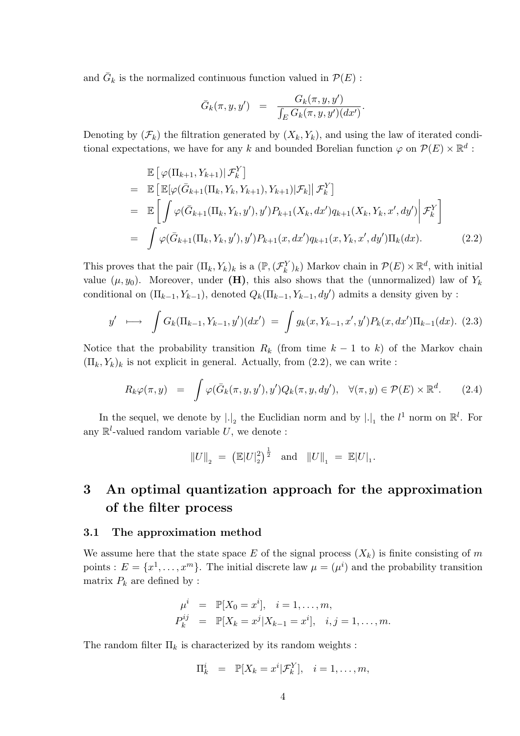and $\bar{G}_k$ is the normalized continuous function valued in $\mathcal{P}(E)$ :

$$
\bar{G}_k(\pi, y, y') \quad = \quad \frac{G_k(\pi, y, y')}{\int_E G_k(\pi, y, y')(dx')}.
$$

Denoting by $(\mathcal{F}_k)$ the filtration generated by $(X_k, Y_k)$, and using the law of iterated conditional expectations, we have for any $k$ and bounded Borelian function $\varphi$ on $\mathcal{P}(E) \times \mathbb{R}^d$ :

$$
\begin{aligned}
& \mathbb{E}\left[\varphi(\Pi_{k+1}, Y_{k+1}) \middle| \mathcal{F}_k^Y\right] \\
= \; & \mathbb{E}\left[\mathbb{E}[\varphi(\bar{G}_{k+1}(\Pi_k, Y_k, Y_{k+1}), Y_{k+1}) | \mathcal{F}_k] \middle| \mathcal{F}_k^Y\right] \\
= \; & \mathbb{E}\left[\int \varphi(\bar{G}_{k+1}(\Pi_k, Y_k, y'), y') P_{k+1}(X_k, dx') q_{k+1}(X_k, Y_k, x', dy') \middle| \mathcal{F}_k^Y\right] \\
= \; & \int \varphi(\bar{G}_{k+1}(\Pi_k, Y_k, y'), y') P_{k+1}(x, dx') q_{k+1}(x, Y_k, x', dy') \Pi_k(dx). \qquad (2.2)
\end{aligned}
$$

This proves that the pair $(\Pi_k, Y_k)_k$ is a $(\mathbb{P}, (\mathcal{F}_k^Y)_k)$ Markov chain in $\mathcal{P}(E) \times \mathbb{R}^d$, with initial value $(\mu, y_0)$. Moreover, under **(H)**, this also shows that the (unnormalized) law of $Y_k$ conditional on $(\Pi_{k-1}, Y_{k-1})$, denoted $Q_k(\Pi_{k-1}, Y_{k-1}, dy')$ admits a density given by :

$$
y' \quad \longmapsto \quad \int G_k(\Pi_{k-1}, Y_{k-1}, y')(dx') \; = \; \int g_k(x, Y_{k-1}, x', y') P_k(x, dx') \Pi_{k-1}(dx). \quad (2.3)
$$

Notice that the probability transition $R_k$ (from time $k-1$ to $k$) of the Markov chain $(\Pi_k, Y_k)_k$ is not explicit in general. Actually, from (2.2), we can write :

$$
R_k \varphi(\pi, y) \quad = \quad \int \varphi(\bar{G}_k(\pi, y, y'), y') Q_k(\pi, y, dy'), \quad \forall (\pi, y) \in \mathcal{P}(E) \times \mathbb{R}^d. \qquad (2.4)
$$

In the sequel, we denote by $|.|_2$ the Euclidian norm and by $|.|_1$ the $l^1$ norm on $\mathbb{R}^l$. For any $\mathbb{R}^l$-valued random variable $U$, we denote :

$$
\|U\|_2 \; = \; \left(\mathbb{E}|U|_2^2\right)^{\frac{1}{2}} \quad \text{and} \quad \|U\|_1 \; = \; \mathbb{E}|U|_1.
$$

# 3 An optimal quantization approach for the approximation of the filter process

## 3.1 The approximation method

We assume here that the state space $E$ of the signal process $(X_k)$ is finite consisting of $m$ points : $E = \{x^1, \ldots, x^m\}$. The initial discrete law $\mu = (\mu^i)$ and the probability transition matrix $P_k$ are defined by :

$$
\begin{aligned}
\mu^i &= \mathbb{P}[X_0 = x^i], \quad i = 1, \ldots, m, \\
P_k^{ij} &= \mathbb{P}[X_k = x^j | X_{k-1} = x^i], \quad i, j = 1, \ldots, m.
\end{aligned}
$$

The random filter $\Pi_k$ is characterized by its random weights :

$$
\Pi_k^i \quad = \quad \mathbb{P}[X_k = x^i | \mathcal{F}_k^Y], \quad i = 1, \ldots, m,
$$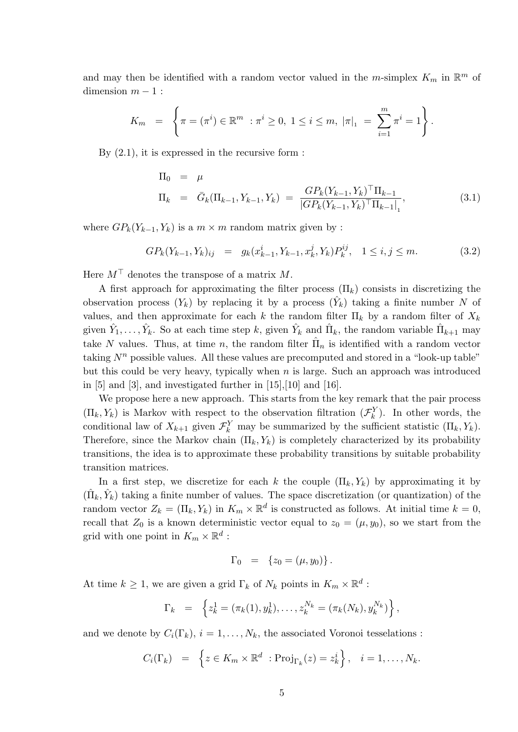and may then be identified with a random vector valued in the $m$-simplex $K_m$ in $\mathbb{R}^m$ of dimension $m-1$ :

$$K_m = \left\{ \pi = (\pi^i) \in \mathbb{R}^m \; : \pi^i \geq 0, \; 1 \leq i \leq m, \; |\pi|_1 = \sum_{i=1}^m \pi^i = 1 \right\}.$$

By (2.1), it is expressed in the recursive form :

$$\begin{aligned} \Pi_0 &= \mu \\ \Pi_k &= \bar{G}_k(\Pi_{k-1}, Y_{k-1}, Y_k) = \frac{GP_k(Y_{k-1}, Y_k)^\top \Pi_{k-1}}{\left| GP_k(Y_{k-1}, Y_k)^\top \Pi_{k-1} \right|_1}, \end{aligned} \tag{3.1}$$

where $GP_k(Y_{k-1}, Y_k)$ is a $m \times m$ random matrix given by :

$$GP_k(Y_{k-1}, Y_k)_{ij} = g_k(x^i_{k-1}, Y_{k-1}, x^j_k, Y_k) P^{ij}_k, \quad 1 \leq i, j \leq m. \tag{3.2}$$

Here $M^\top$ denotes the transpose of a matrix $M$.

A first approach for approximating the filter process $(\Pi_k)$ consists in discretizing the observation process $(Y_k)$ by replacing it by a process $(\hat{Y}_k)$ taking a finite number $N$ of values, and then approximate for each $k$ the random filter $\Pi_k$ by a random filter of $X_k$ given $\hat{Y}_1, \ldots, \hat{Y}_k$. So at each time step $k$, given $\hat{Y}_k$ and $\hat{\Pi}_k$, the random variable $\hat{\Pi}_{k+1}$ may take $N$ values. Thus, at time $n$, the random filter $\hat{\Pi}_n$ is identified with a random vector taking $N^n$ possible values. All these values are precomputed and stored in a "look-up table" but this could be very heavy, typically when $n$ is large. Such an approach was introduced in [5] and [3], and investigated further in [15],[10] and [16].

We propose here a new approach. This starts from the key remark that the pair process $(\Pi_k, Y_k)$ is Markov with respect to the observation filtration $(\mathcal{F}^Y_k)$. In other words, the conditional law of $X_{k+1}$ given $\mathcal{F}^Y_k$ may be summarized by the sufficient statistic $(\Pi_k, Y_k)$. Therefore, since the Markov chain $(\Pi_k, Y_k)$ is completely characterized by its probability transitions, the idea is to approximate these probability transitions by suitable probability transition matrices.

In a first step, we discretize for each $k$ the couple $(\Pi_k, Y_k)$ by approximating it by $(\hat{\Pi}_k, \hat{Y}_k)$ taking a finite number of values. The space discretization (or quantization) of the random vector $Z_k = (\Pi_k, Y_k)$ in $K_m \times \mathbb{R}^d$ is constructed as follows. At initial time $k = 0$, recall that $Z_0$ is a known deterministic vector equal to $z_0 = (\mu, y_0)$, so we start from the grid with one point in $K_m \times \mathbb{R}^d$ :

$$\Gamma_0 = \{ z_0 = (\mu, y_0) \}.$$

At time $k \geq 1$, we are given a grid $\Gamma_k$ of $N_k$ points in $K_m \times \mathbb{R}^d$ :

$$\Gamma_k = \left\{ z^1_k = (\pi_k(1), y^1_k), \ldots, z^{N_k}_k = (\pi_k(N_k), y^{N_k}_k) \right\},$$

and we denote by $C_i(\Gamma_k)$, $i = 1, \ldots, N_k$, the associated Voronoi tesselations :

$$C_i(\Gamma_k) = \left\{ z \in K_m \times \mathbb{R}^d \; : \mathrm{Proj}_{\Gamma_k}(z) = z^i_k \right\}, \quad i = 1, \ldots, N_k.$$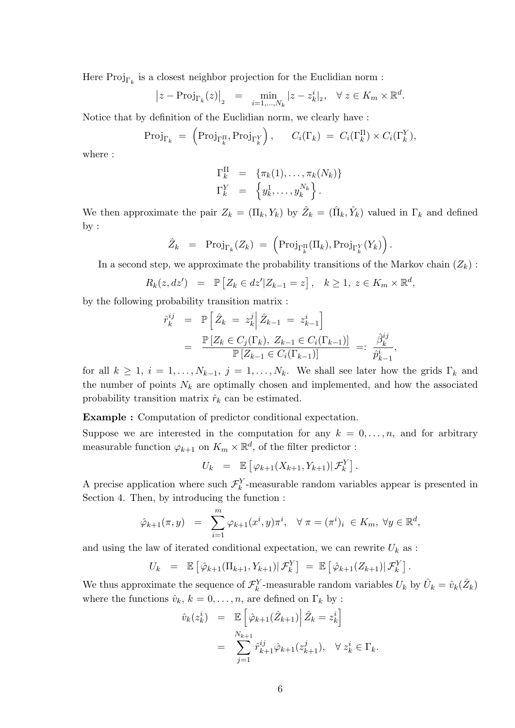Here $\mathrm{Proj}_{\Gamma_k}$ is a closest neighbor projection for the Euclidian norm :

$$\left|z - \mathrm{Proj}_{\Gamma_k}(z)\right|_2 \;=\; \min_{i=1,\ldots,N_k} |z - z_k^i|_2, \quad \forall\, z \in K_m \times \mathbb{R}^d.$$

Notice that by definition of the Euclidian norm, we clearly have :

$$\mathrm{Proj}_{\Gamma_k} \;=\; \left(\mathrm{Proj}_{\Gamma_k^\Pi}, \mathrm{Proj}_{\Gamma_k^Y}\right), \qquad C_i(\Gamma_k) \;=\; C_i(\Gamma_k^\Pi) \times C_i(\Gamma_k^Y),$$

where :

$$\begin{aligned}
\Gamma_k^\Pi &= \{\pi_k(1), \ldots, \pi_k(N_k)\} \\
\Gamma_k^Y &= \left\{y_k^1, \ldots, y_k^{N_k}\right\}.
\end{aligned}$$

We then approximate the pair $Z_k = (\Pi_k, Y_k)$ by $\hat{Z}_k = (\hat{\Pi}_k, \hat{Y}_k)$ valued in $\Gamma_k$ and defined by :

$$\hat{Z}_k \;=\; \mathrm{Proj}_{\Gamma_k}(Z_k) \;=\; \left(\mathrm{Proj}_{\Gamma_k^\Pi}(\Pi_k), \mathrm{Proj}_{\Gamma_k^Y}(Y_k)\right).$$

In a second step, we approximate the probability transitions of the Markov chain $(Z_k)$ :

$$R_k(z, dz') \;=\; \mathbb{P}\left[Z_k \in dz' | Z_{k-1} = z\right], \quad k \geq 1,\; z \in K_m \times \mathbb{R}^d,$$

by the following probability transition matrix :

$$\begin{aligned}
\hat{r}_k^{ij} &= \mathbb{P}\left[\hat{Z}_k \;=\; z_k^j \middle| \hat{Z}_{k-1} \;=\; z_{k-1}^i\right] \\
&= \frac{\mathbb{P}\left[Z_k \in C_j(\Gamma_k),\; Z_{k-1} \in C_i(\Gamma_{k-1})\right]}{\mathbb{P}\left[Z_{k-1} \in C_i(\Gamma_{k-1})\right]} \;=:\; \frac{\hat{\beta}_k^{ij}}{\hat{p}_{k-1}^i},
\end{aligned}$$

for all $k \geq 1$, $i = 1, \ldots, N_{k-1}$, $j = 1, \ldots, N_k$. We shall see later how the grids $\Gamma_k$ and the number of points $N_k$ are optimally chosen and implemented, and how the associated probability transition matrix $\hat{r}_k$ can be estimated.

**Example :** Computation of predictor conditional expectation.

Suppose we are interested in the computation for any $k = 0, \ldots, n$, and for arbitrary measurable function $\varphi_{k+1}$ on $K_m \times \mathbb{R}^d$, of the filter predictor :

$$U_k \;=\; \mathbb{E}\left[\varphi_{k+1}(X_{k+1}, Y_{k+1}) | \mathcal{F}_k^Y\right].$$

A precise application where such $\mathcal{F}_k^Y$-measurable random variables appear is presented in Section 4. Then, by introducing the function :

$$\hat{\varphi}_{k+1}(\pi, y) \;=\; \sum_{i=1}^m \varphi_{k+1}(x^i, y)\pi^i, \quad \forall\, \pi = (\pi^i)_i \in K_m,\; \forall y \in \mathbb{R}^d,$$

and using the law of iterated conditional expectation, we can rewrite $U_k$ as :

$$U_k \;=\; \mathbb{E}\left[\hat{\varphi}_{k+1}(\Pi_{k+1}, Y_{k+1}) | \mathcal{F}_k^Y\right] \;=\; \mathbb{E}\left[\hat{\varphi}_{k+1}(Z_{k+1}) | \mathcal{F}_k^Y\right].$$

We thus approximate the sequence of $\mathcal{F}_k^Y$-measurable random variables $U_k$ by $\hat{U}_k = \hat{v}_k(\hat{Z}_k)$ where the functions $\hat{v}_k$, $k = 0, \ldots, n$, are defined on $\Gamma_k$ by :

$$\begin{aligned}
\hat{v}_k(z_k^i) &= \mathbb{E}\left[\hat{\varphi}_{k+1}(\hat{Z}_{k+1}) \middle| \hat{Z}_k = z_k^i\right] \\
&= \sum_{j=1}^{N_{k+1}} \hat{r}_{k+1}^{ij} \hat{\varphi}_{k+1}(z_{k+1}^j), \quad \forall\, z_k^i \in \Gamma_k.
\end{aligned}$$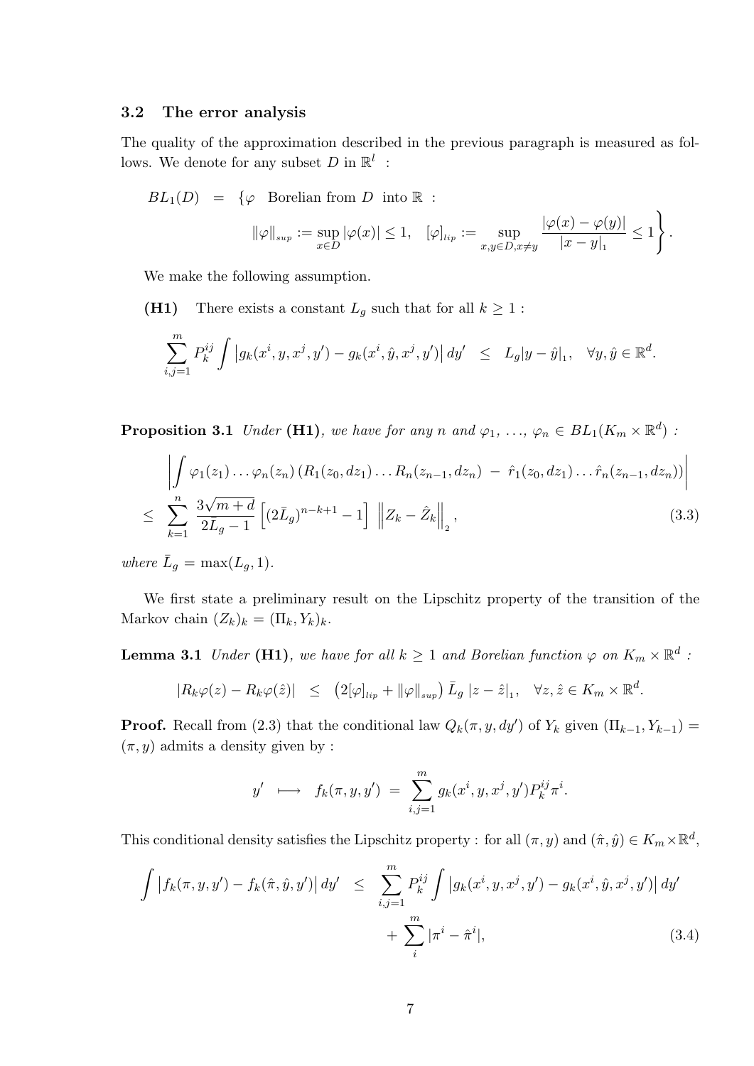### 3.2 The error analysis

The quality of the approximation described in the previous paragraph is measured as follows. We denote for any subset $D$ in $\mathbb{R}^l$ :

$$
\begin{aligned}
BL_1(D) &= \Big\{\varphi \ \text{ Borelian from } D \text{ into } \mathbb{R} \ : \\
&\qquad \|\varphi\|_{sup} := \sup_{x\in D} |\varphi(x)| \leq 1, \quad [\varphi]_{lip} := \sup_{x,y\in D, x\neq y} \frac{|\varphi(x)-\varphi(y)|}{|x-y|_1} \leq 1 \Big\}.
\end{aligned}
$$

We make the following assumption.

**(H1)** There exists a constant $L_g$ such that for all $k \geq 1$ :

$$
\sum_{i,j=1}^{m} P_k^{ij} \int \left| g_k(x^i, y, x^j, y') - g_k(x^i, \hat{y}, x^j, y') \right| dy' \quad \leq \quad L_g |y - \hat{y}|_1, \quad \forall y, \hat{y} \in \mathbb{R}^d.
$$

**Proposition 3.1** *Under* **(H1)**, *we have for any $n$ and $\varphi_1, \ldots, \varphi_n \in BL_1(K_m \times \mathbb{R}^d)$ :*

$$
\begin{aligned}
& \left| \int \varphi_1(z_1) \ldots \varphi_n(z_n) \left( R_1(z_0, dz_1) \ldots R_n(z_{n-1}, dz_n) \ - \ \hat{r}_1(z_0, dz_1) \ldots \hat{r}_n(z_{n-1}, dz_n) \right) \right| \\
\leq \ & \sum_{k=1}^{n} \frac{3\sqrt{m+d}}{2\bar{L}_g - 1} \left[ (2\bar{L}_g)^{n-k+1} - 1 \right] \ \left\| Z_k - \hat{Z}_k \right\|_2, \qquad (3.3)
\end{aligned}
$$

*where* $\bar{L}_g = \max(L_g, 1)$.

We first state a preliminary result on the Lipschitz property of the transition of the Markov chain $(Z_k)_k = (\Pi_k, Y_k)_k$.

**Lemma 3.1** *Under* **(H1)**, *we have for all $k \geq 1$ and Borelian function $\varphi$ on $K_m \times \mathbb{R}^d$ :*

$$
|R_k\varphi(z) - R_k\varphi(\hat{z})| \quad \leq \quad \left( 2[\varphi]_{lip} + \|\varphi\|_{sup} \right) \bar{L}_g \ |z - \hat{z}|_1, \quad \forall z, \hat{z} \in K_m \times \mathbb{R}^d.
$$

**Proof.** Recall from (2.3) that the conditional law $Q_k(\pi, y, dy')$ of $Y_k$ given $(\Pi_{k-1}, Y_{k-1}) = (\pi, y)$ admits a density given by :

$$
y' \quad \longmapsto \quad f_k(\pi, y, y') \ = \ \sum_{i,j=1}^{m} g_k(x^i, y, x^j, y') P_k^{ij} \pi^i.
$$

This conditional density satisfies the Lipschitz property : for all $(\pi, y)$ and $(\hat{\pi}, \hat{y}) \in K_m \times \mathbb{R}^d$,

$$
\begin{aligned}
\int \left| f_k(\pi, y, y') - f_k(\hat{\pi}, \hat{y}, y') \right| dy' \quad &\leq \quad \sum_{i,j=1}^{m} P_k^{ij} \int \left| g_k(x^i, y, x^j, y') - g_k(x^i, \hat{y}, x^j, y') \right| dy' \\
&\qquad + \sum_{i}^{m} |\pi^i - \hat{\pi}^i|, \qquad (3.4)
\end{aligned}
$$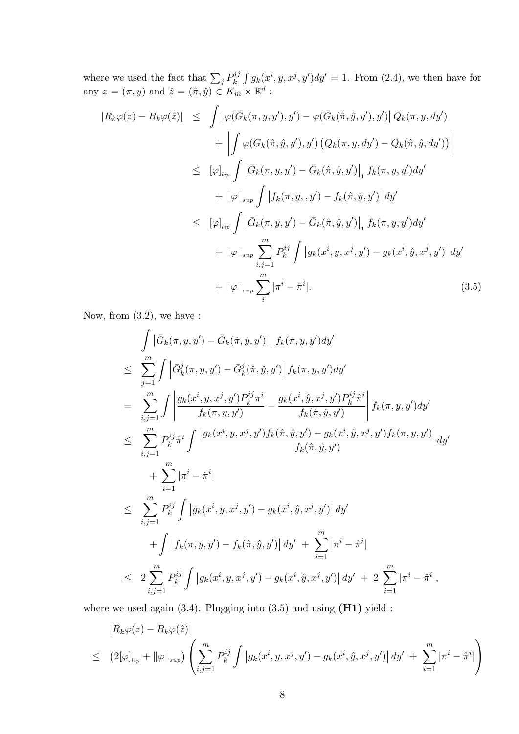where we used the fact that $\sum_j P_k^{ij} \int g_k(x^i, y, x^j, y')dy' = 1$. From (2.4), we then have for any $z = (\pi, y)$ and $\hat{z} = (\hat{\pi}, \hat{y}) \in K_m \times \mathbb{R}^d$ :

$$
\begin{aligned}
|R_k\varphi(z) - R_k\varphi(\hat{z})| &\leq \int \left|\varphi(\bar{G}_k(\pi, y, y'), y') - \varphi(\bar{G}_k(\hat{\pi}, \hat{y}, y'), y')\right| Q_k(\pi, y, dy') \\
&\quad + \left| \int \varphi(\bar{G}_k(\hat{\pi}, \hat{y}, y'), y') \left(Q_k(\pi, y, dy') - Q_k(\hat{\pi}, \hat{y}, dy')\right) \right| \\
&\leq [\varphi]_{lip} \int \left|\bar{G}_k(\pi, y, y') - \bar{G}_k(\hat{\pi}, \hat{y}, y')\right|_1 f_k(\pi, y, y')dy' \\
&\quad + \|\varphi\|_{sup} \int \left|f_k(\pi, y, , y') - f_k(\hat{\pi}, \hat{y}, y')\right| dy' \\
&\leq [\varphi]_{lip} \int \left|\bar{G}_k(\pi, y, y') - \bar{G}_k(\hat{\pi}, \hat{y}, y')\right|_1 f_k(\pi, y, y')dy' \\
&\quad + \|\varphi\|_{sup} \sum_{i,j=1}^m P_k^{ij} \int \left|g_k(x^i, y, x^j, y') - g_k(x^i, \hat{y}, x^j, y')\right| dy' \\
&\quad + \|\varphi\|_{sup} \sum_{i}^m |\pi^i - \hat{\pi}^i|. \qquad (3.5)
\end{aligned}
$$

Now, from (3.2), we have :

$$
\begin{aligned}
&\int \left|\bar{G}_k(\pi, y, y') - \bar{G}_k(\hat{\pi}, \hat{y}, y')\right|_1 f_k(\pi, y, y')dy' \\
\leq\ & \sum_{j=1}^m \int \left|\bar{G}_k^j(\pi, y, y') - \bar{G}_k^j(\hat{\pi}, \hat{y}, y')\right| f_k(\pi, y, y')dy' \\
=\ & \sum_{i,j=1}^m \int \left| \frac{g_k(x^i, y, x^j, y')P_k^{ij}\pi^i}{f_k(\pi, y, y')} - \frac{g_k(x^i, \hat{y}, x^j, y')P_k^{ij}\hat{\pi}^i}{f_k(\hat{\pi}, \hat{y}, y')} \right| f_k(\pi, y, y')dy' \\
\leq\ & \sum_{i,j=1}^m P_k^{ij}\hat{\pi}^i \int \frac{\left|g_k(x^i, y, x^j, y')f_k(\hat{\pi}, \hat{y}, y') - g_k(x^i, \hat{y}, x^j, y')f_k(\pi, y, y')\right|}{f_k(\hat{\pi}, \hat{y}, y')} dy' \\
&\quad + \sum_{i=1}^m |\pi^i - \hat{\pi}^i| \\
\leq\ & \sum_{i,j=1}^m P_k^{ij} \int \left|g_k(x^i, y, x^j, y') - g_k(x^i, \hat{y}, x^j, y')\right| dy' \\
&\quad + \int \left|f_k(\pi, y, y') - f_k(\hat{\pi}, \hat{y}, y')\right| dy' \ + \ \sum_{i=1}^m |\pi^i - \hat{\pi}^i| \\
\leq\ & 2\sum_{i,j=1}^m P_k^{ij} \int \left|g_k(x^i, y, x^j, y') - g_k(x^i, \hat{y}, x^j, y')\right| dy' \ + \ 2\ \sum_{i=1}^m |\pi^i - \hat{\pi}^i|,
\end{aligned}
$$

where we used again (3.4). Plugging into (3.5) and using **(H1)** yield :

$$
\begin{aligned}
&|R_k\varphi(z) - R_k\varphi(\hat{z})| \\
\leq\ & \left(2[\varphi]_{lip} + \|\varphi\|_{sup}\right) \left( \sum_{i,j=1}^m P_k^{ij} \int \left|g_k(x^i, y, x^j, y') - g_k(x^i, \hat{y}, x^j, y')\right| dy' \ + \ \sum_{i=1}^m |\pi^i - \hat{\pi}^i| \right)
\end{aligned}
$$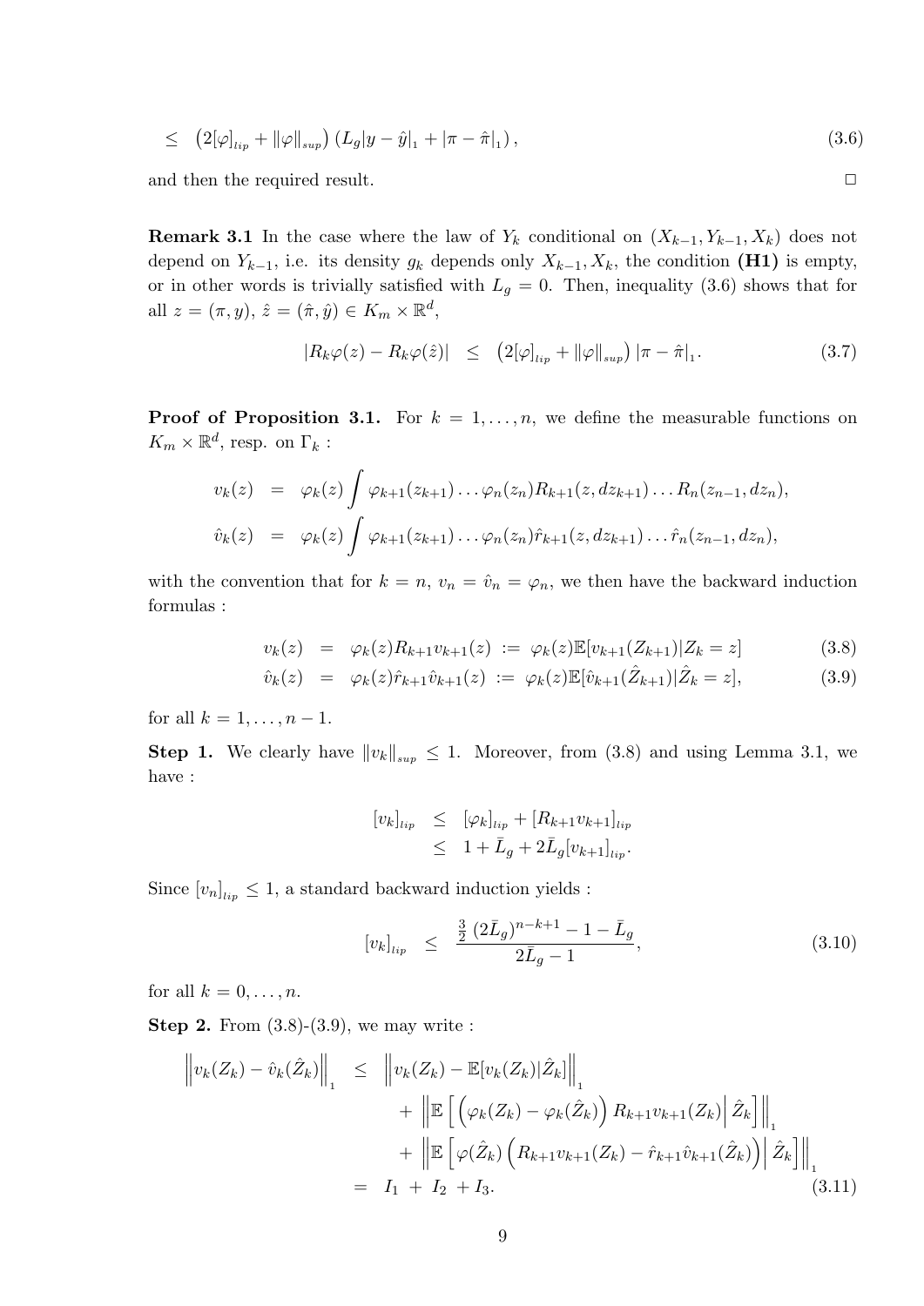$$
\leq \left(2[\varphi]_{lip} + \|\varphi\|_{sup}\right)\left(L_g|y-\hat{y}|_1 + |\pi - \hat{\pi}|_1\right), \tag{3.6}
$$

and then the required result. □

**Remark 3.1** In the case where the law of $Y_k$ conditional on $(X_{k-1}, Y_{k-1}, X_k)$ does not depend on $Y_{k-1}$, i.e. its density $g_k$ depends only $X_{k-1}, X_k$, the condition **(H1)** is empty, or in other words is trivially satisfied with $L_g = 0$. Then, inequality (3.6) shows that for all $z = (\pi, y)$, $\hat{z} = (\hat{\pi}, \hat{y}) \in K_m \times \mathbb{R}^d$,

$$
|R_k\varphi(z) - R_k\varphi(\hat{z})| \quad \leq \quad \left(2[\varphi]_{lip} + \|\varphi\|_{sup}\right)|\pi - \hat{\pi}|_1. \tag{3.7}
$$

**Proof of Proposition 3.1.** For $k = 1, \ldots, n$, we define the measurable functions on $K_m \times \mathbb{R}^d$, resp. on $\Gamma_k$ :

$$
\begin{aligned}
v_k(z) &= \varphi_k(z) \int \varphi_{k+1}(z_{k+1}) \ldots \varphi_n(z_n) R_{k+1}(z, dz_{k+1}) \ldots R_n(z_{n-1}, dz_n), \\
\hat{v}_k(z) &= \varphi_k(z) \int \varphi_{k+1}(z_{k+1}) \ldots \varphi_n(z_n) \hat{r}_{k+1}(z, dz_{k+1}) \ldots \hat{r}_n(z_{n-1}, dz_n),
\end{aligned}
$$

with the convention that for $k = n$, $v_n = \hat{v}_n = \varphi_n$, we then have the backward induction formulas :

$$
\begin{aligned}
v_k(z) &= \varphi_k(z) R_{k+1} v_{k+1}(z) := \varphi_k(z) \mathbb{E}[v_{k+1}(Z_{k+1}) | Z_k = z] && (3.8) \\
\hat{v}_k(z) &= \varphi_k(z) \hat{r}_{k+1} \hat{v}_{k+1}(z) := \varphi_k(z) \mathbb{E}[\hat{v}_{k+1}(\hat{Z}_{k+1}) | \hat{Z}_k = z], && (3.9)
\end{aligned}
$$

for all $k = 1, \ldots, n-1$.

**Step 1.** We clearly have $\|v_k\|_{sup} \leq 1$. Moreover, from (3.8) and using Lemma 3.1, we have :

$$
\begin{aligned}
[v_k]_{lip} &\leq [\varphi_k]_{lip} + [R_{k+1} v_{k+1}]_{lip} \\
&\leq 1 + \bar{L}_g + 2\bar{L}_g [v_{k+1}]_{lip}.
\end{aligned}
$$

Since $[v_n]_{lip} \leq 1$, a standard backward induction yields :

$$
[v_k]_{lip} \quad \leq \quad \frac{\frac{3}{2}(2\bar{L}_g)^{n-k+1} - 1 - \bar{L}_g}{2\bar{L}_g - 1}, \tag{3.10}
$$

for all $k = 0, \ldots, n$.

**Step 2.** From (3.8)-(3.9), we may write :

$$
\begin{aligned}
\left\| v_k(Z_k) - \hat{v}_k(\hat{Z}_k) \right\|_1 &\leq \left\| v_k(Z_k) - \mathbb{E}[v_k(Z_k) | \hat{Z}_k] \right\|_1 \\
&\quad + \left\| \mathbb{E}\left[ \left( \varphi_k(Z_k) - \varphi_k(\hat{Z}_k) \right) R_{k+1} v_{k+1}(Z_k) \middle| \hat{Z}_k \right] \right\|_1 \\
&\quad + \left\| \mathbb{E}\left[ \varphi(\hat{Z}_k) \left( R_{k+1} v_{k+1}(Z_k) - \hat{r}_{k+1} \hat{v}_{k+1}(\hat{Z}_k) \right) \middle| \hat{Z}_k \right] \right\|_1 \\
&= I_1 + I_2 + I_3. && (3.11)
\end{aligned}
$$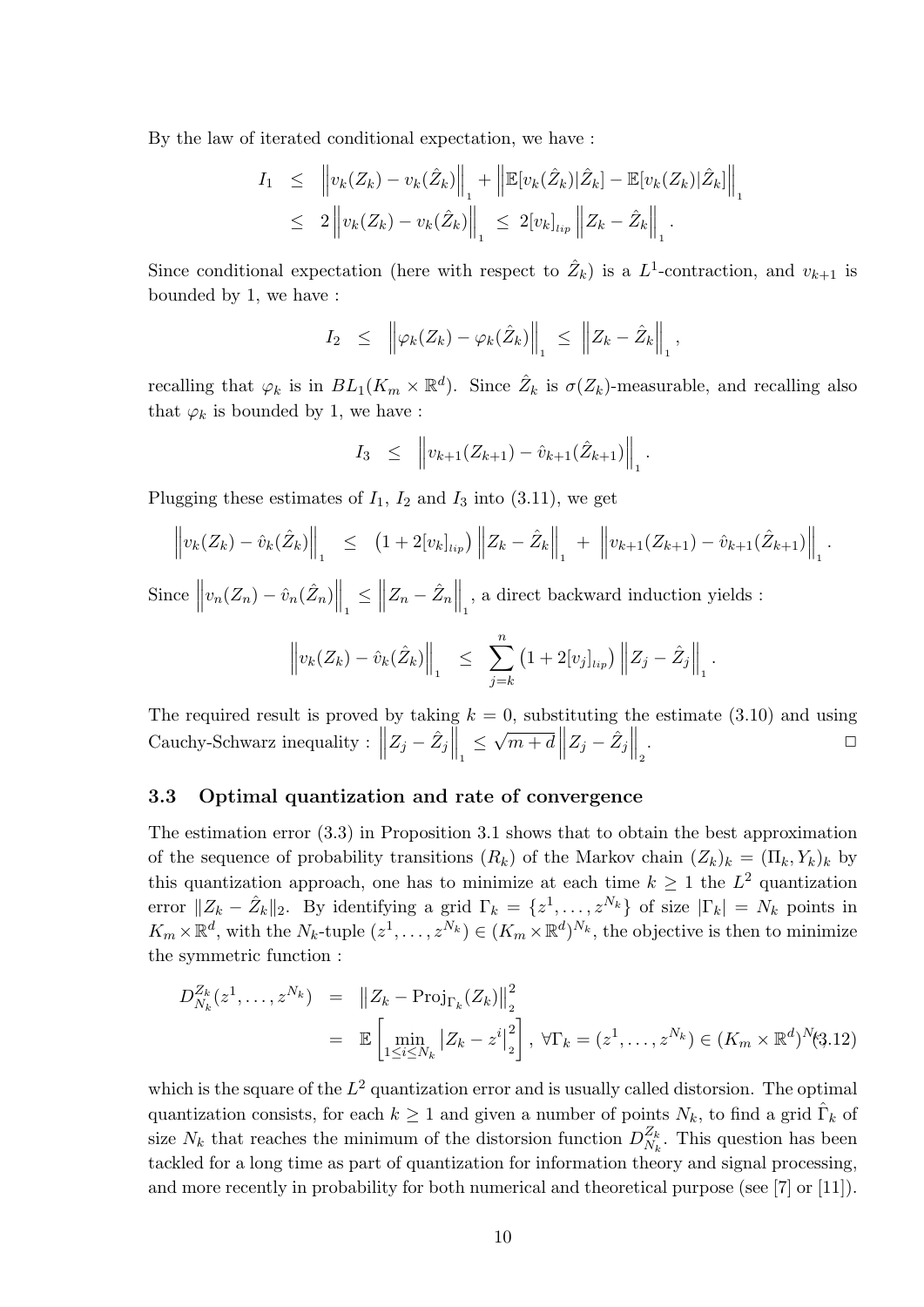By the law of iterated conditional expectation, we have :

$$
\begin{aligned}
I_1 &\leq \left\| v_k(Z_k) - v_k(\hat{Z}_k) \right\|_1 + \left\| \mathbb{E}[v_k(\hat{Z}_k)|\hat{Z}_k] - \mathbb{E}[v_k(Z_k)|\hat{Z}_k] \right\|_1 \\
&\leq 2 \left\| v_k(Z_k) - v_k(\hat{Z}_k) \right\|_1 \leq 2[v_k]_{lip} \left\| Z_k - \hat{Z}_k \right\|_1 .
\end{aligned}
$$

Since conditional expectation (here with respect to $\hat{Z}_k$) is a $L^1$-contraction, and $v_{k+1}$ is bounded by 1, we have :

$$
I_2 \leq \left\| \varphi_k(Z_k) - \varphi_k(\hat{Z}_k) \right\|_1 \leq \left\| Z_k - \hat{Z}_k \right\|_1 ,
$$

recalling that $\varphi_k$ is in $BL_1(K_m \times \mathbb{R}^d)$. Since $\hat{Z}_k$ is $\sigma(Z_k)$-measurable, and recalling also that $\varphi_k$ is bounded by 1, we have :

$$
I_3 \leq \left\| v_{k+1}(Z_{k+1}) - \hat{v}_{k+1}(\hat{Z}_{k+1}) \right\|_1 .
$$

Plugging these estimates of $I_1$, $I_2$ and $I_3$ into (3.11), we get

$$
\left\| v_k(Z_k) - \hat{v}_k(\hat{Z}_k) \right\|_1 \leq \left(1 + 2[v_k]_{lip}\right) \left\| Z_k - \hat{Z}_k \right\|_1 + \left\| v_{k+1}(Z_{k+1}) - \hat{v}_{k+1}(\hat{Z}_{k+1}) \right\|_1 .
$$

Since $\left\| v_n(Z_n) - \hat{v}_n(\hat{Z}_n) \right\|_1 \leq \left\| Z_n - \hat{Z}_n \right\|_1$, a direct backward induction yields :

$$
\left\| v_k(Z_k) - \hat{v}_k(\hat{Z}_k) \right\|_1 \leq \sum_{j=k}^{n} \left(1 + 2[v_j]_{lip}\right) \left\| Z_j - \hat{Z}_j \right\|_1 .
$$

The required result is proved by taking $k = 0$, substituting the estimate (3.10) and using Cauchy-Schwarz inequality : $\left\| Z_j - \hat{Z}_j \right\|_1 \leq \sqrt{m+d} \left\| Z_j - \hat{Z}_j \right\|_2$. □

### 3.3 Optimal quantization and rate of convergence

The estimation error (3.3) in Proposition 3.1 shows that to obtain the best approximation of the sequence of probability transitions $(R_k)$ of the Markov chain $(Z_k)_k = (\Pi_k, Y_k)_k$ by this quantization approach, one has to minimize at each time $k \geq 1$ the $L^2$ quantization error $\|Z_k - \hat{Z}_k\|_2$. By identifying a grid $\Gamma_k = \{z^1, \ldots, z^{N_k}\}$ of size $|\Gamma_k| = N_k$ points in $K_m \times \mathbb{R}^d$, with the $N_k$-tuple $(z^1, \ldots, z^{N_k}) \in (K_m \times \mathbb{R}^d)^{N_k}$, the objective is then to minimize the symmetric function :

$$
\begin{aligned}
D^{Z_k}_{N_k}(z^1, \ldots, z^{N_k}) &= \left\| Z_k - \mathrm{Proj}_{\Gamma_k}(Z_k) \right\|_2^2 \\
&= \mathbb{E}\left[ \min_{1 \leq i \leq N_k} \left| Z_k - z^i \right|_2^2 \right], \ \forall \Gamma_k = (z^1, \ldots, z^{N_k}) \in (K_m \times \mathbb{R}^d)^{N_k} \quad (3.12)
\end{aligned}
$$

which is the square of the $L^2$ quantization error and is usually called distorsion. The optimal quantization consists, for each $k \geq 1$ and given a number of points $N_k$, to find a grid $\hat{\Gamma}_k$ of size $N_k$ that reaches the minimum of the distorsion function $D^{Z_k}_{N_k}$. This question has been tackled for a long time as part of quantization for information theory and signal processing, and more recently in probability for both numerical and theoretical purpose (see [7] or [11]).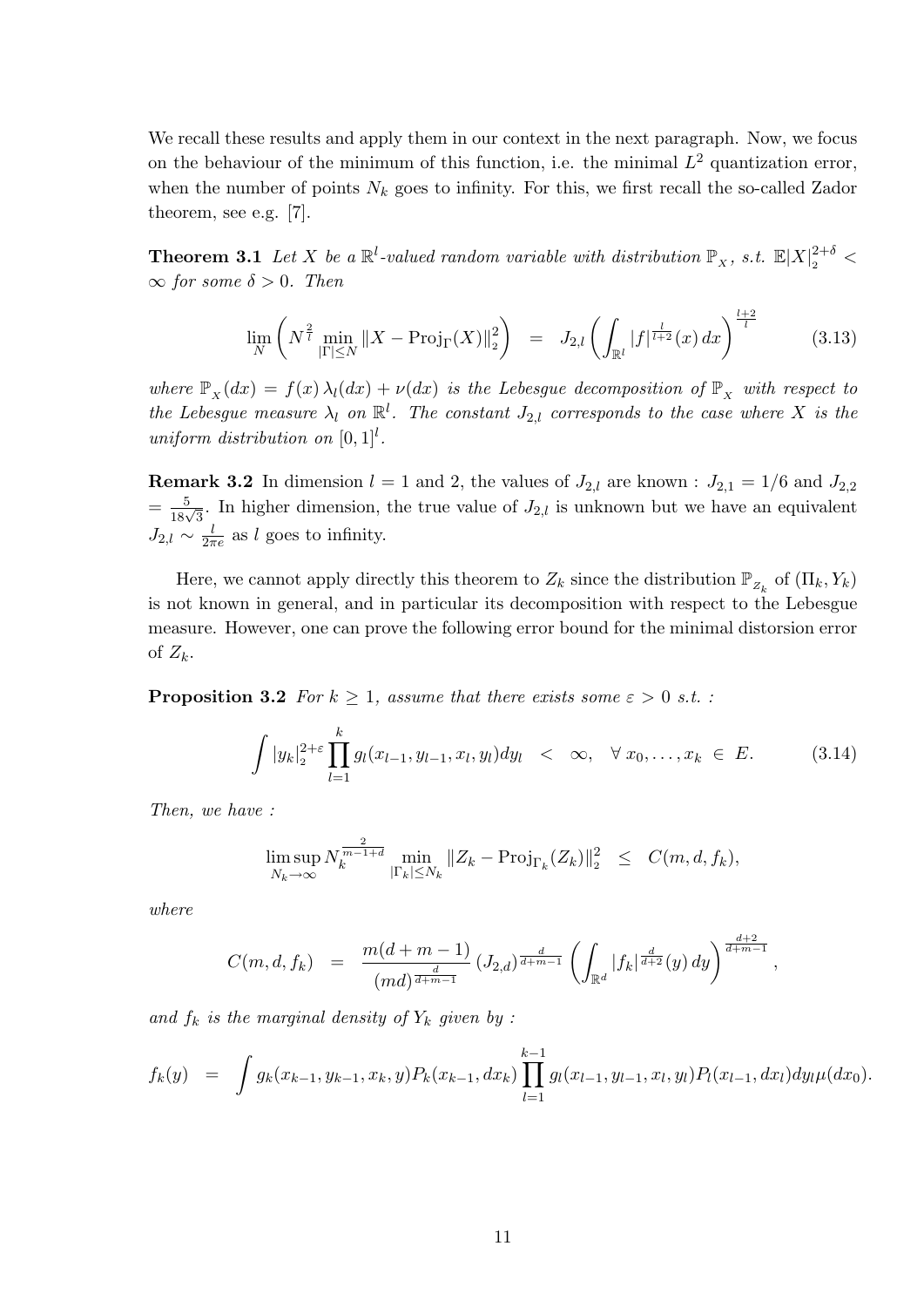We recall these results and apply them in our context in the next paragraph. Now, we focus on the behaviour of the minimum of this function, i.e. the minimal $L^2$ quantization error, when the number of points $N_k$ goes to infinity. For this, we first recall the so-called Zador theorem, see e.g. [7].

**Theorem 3.1** *Let $X$ be a $\mathbb{R}^l$-valued random variable with distribution $\mathbb{P}_X$, s.t. $\mathbb{E}|X|_2^{2+\delta} < \infty$ for some $\delta > 0$. Then*

$$\lim_N \left( N^{\frac{2}{l}} \min_{|\Gamma| \le N} \|X - \mathrm{Proj}_\Gamma(X)\|_2^2 \right) \;\; = \;\; J_{2,l} \left( \int_{\mathbb{R}^l} |f|^{\frac{l}{l+2}}(x)\, dx \right)^{\frac{l+2}{l}} \tag{3.13}$$

*where $\mathbb{P}_X(dx) = f(x)\,\lambda_l(dx) + \nu(dx)$ is the Lebesgue decomposition of $\mathbb{P}_X$ with respect to the Lebesgue measure $\lambda_l$ on $\mathbb{R}^l$. The constant $J_{2,l}$ corresponds to the case where $X$ is the uniform distribution on $[0,1]^l$.*

**Remark 3.2** In dimension $l = 1$ and 2, the values of $J_{2,l}$ are known : $J_{2,1} = 1/6$ and $J_{2,2} = \frac{5}{18\sqrt{3}}$. In higher dimension, the true value of $J_{2,l}$ is unknown but we have an equivalent $J_{2,l} \sim \frac{l}{2\pi e}$ as $l$ goes to infinity.

Here, we cannot apply directly this theorem to $Z_k$ since the distribution $\mathbb{P}_{Z_k}$ of $(\Pi_k, Y_k)$ is not known in general, and in particular its decomposition with respect to the Lebesgue measure. However, one can prove the following error bound for the minimal distorsion error of $Z_k$.

**Proposition 3.2** *For $k \ge 1$, assume that there exists some $\varepsilon > 0$ s.t. :*

$$\int |y_k|_2^{2+\varepsilon} \prod_{l=1}^{k} g_l(x_{l-1}, y_{l-1}, x_l, y_l) dy_l \;\; < \;\; \infty, \quad \forall\, x_0, \ldots, x_k \;\in\; E. \tag{3.14}$$

*Then, we have :*

$$\limsup_{N_k \to \infty} N_k^{\frac{2}{m-1+d}} \min_{|\Gamma_k| \le N_k} \|Z_k - \mathrm{Proj}_{\Gamma_k}(Z_k)\|_2^2 \;\; \le \;\; C(m, d, f_k),$$

*where*

$$C(m, d, f_k) \;\; = \;\; \frac{m(d+m-1)}{(md)^{\frac{d}{d+m-1}}} \, (J_{2,d})^{\frac{d}{d+m-1}} \left( \int_{\mathbb{R}^d} |f_k|^{\frac{d}{d+2}}(y)\, dy \right)^{\frac{d+2}{d+m-1}},$$

*and $f_k$ is the marginal density of $Y_k$ given by :*

$$f_k(y) \;\; = \;\; \int g_k(x_{k-1}, y_{k-1}, x_k, y) P_k(x_{k-1}, dx_k) \prod_{l=1}^{k-1} g_l(x_{l-1}, y_{l-1}, x_l, y_l) P_l(x_{l-1}, dx_l) dy_l \mu(dx_0).$$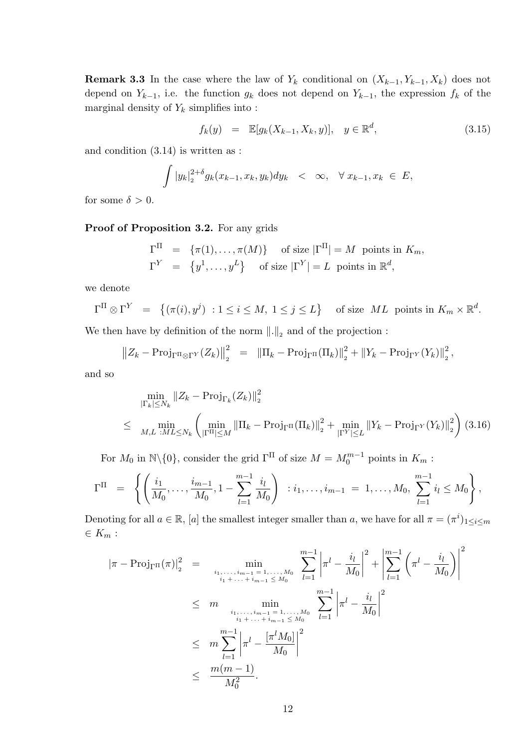**Remark 3.3** In the case where the law of $Y_k$ conditional on $(X_{k-1}, Y_{k-1}, X_k)$ does not depend on $Y_{k-1}$, i.e. the function $g_k$ does not depend on $Y_{k-1}$, the expression $f_k$ of the marginal density of $Y_k$ simplifies into :

$$f_k(y) \quad = \quad \mathbb{E}[g_k(X_{k-1}, X_k, y)], \quad y \in \mathbb{R}^d, \tag{3.15}$$

and condition (3.14) is written as :

$$\int |y_k|_2^{2+\delta} g_k(x_{k-1}, x_k, y_k) dy_k \quad < \quad \infty, \quad \forall\, x_{k-1}, x_k \;\in\; E,$$

for some $\delta > 0$.

**Proof of Proposition 3.2.** For any grids

$$\begin{aligned}
\Gamma^{\Pi} &= \{\pi(1), \ldots, \pi(M)\} \quad \text{ of size } |\Gamma^{\Pi}| = M \text{ points in } K_m, \\
\Gamma^{Y} &= \left\{y^1, \ldots, y^L\right\} \quad \text{ of size } |\Gamma^{Y}| = L \text{ points in } \mathbb{R}^d,
\end{aligned}$$

we denote

$$\Gamma^{\Pi} \otimes \Gamma^{Y} \quad = \quad \left\{(\pi(i), y^j) \;: 1 \leq i \leq M,\; 1 \leq j \leq L\right\} \quad \text{ of size } \; ML \text{ points in } K_m \times \mathbb{R}^d.$$

We then have by definition of the norm $\|.\|_2$ and of the projection :

$$\left\|Z_k - \mathrm{Proj}_{\Gamma^{\Pi} \otimes \Gamma^{Y}}(Z_k)\right\|_2^2 \quad = \quad \|\Pi_k - \mathrm{Proj}_{\Gamma^{\Pi}}(\Pi_k)\|_2^2 + \|Y_k - \mathrm{Proj}_{\Gamma^{Y}}(Y_k)\|_2^2,$$

and so

$$\begin{aligned}
& \min_{|\Gamma_k| \leq N_k} \|Z_k - \mathrm{Proj}_{\Gamma_k}(Z_k)\|_2^2 \\
\leq \quad & \min_{M,L \,: ML \leq N_k} \left( \min_{|\Gamma^{\Pi}| \leq M} \|\Pi_k - \mathrm{Proj}_{\Gamma^{\Pi}}(\Pi_k)\|_2^2 + \min_{|\Gamma^{Y}| \leq L} \|Y_k - \mathrm{Proj}_{\Gamma^{Y}}(Y_k)\|_2^2 \right)
\end{aligned} \tag{3.16}$$

For $M_0$ in $\mathbb{N}\backslash\{0\}$, consider the grid $\Gamma^{\Pi}$ of size $M = M_0^{m-1}$ points in $K_m$ :

$$\Gamma^{\Pi} \quad = \quad \left\{ \left( \frac{i_1}{M_0}, \ldots, \frac{i_{m-1}}{M_0}, 1 - \sum_{l=1}^{m-1} \frac{i_l}{M_0} \right) \;: i_1, \ldots, i_{m-1} \;=\; 1, \ldots, M_0,\; \sum_{l=1}^{m-1} i_l \leq M_0 \right\},$$

Denoting for all $a \in \mathbb{R}$, $[a]$ the smallest integer smaller than $a$, we have for all $\pi = (\pi^i)_{1 \leq i \leq m} \in K_m$ :

$$\begin{aligned}
|\pi - \mathrm{Proj}_{\Gamma^{\Pi}}(\pi)|_2^2 \quad &= \quad \min_{\substack{i_1, \ldots, i_{m-1} = 1, \ldots, M_0 \\ i_1 + \ldots + i_{m-1} \leq M_0}} \; \sum_{l=1}^{m-1} \left|\pi^l - \frac{i_l}{M_0}\right|^2 + \left|\sum_{l=1}^{m-1} \left(\pi^l - \frac{i_l}{M_0}\right)\right|^2 \\
&\leq \quad m \min_{\substack{i_1, \ldots, i_{m-1} = 1, \ldots, M_0 \\ i_1 + \ldots + i_{m-1} \leq M_0}} \; \sum_{l=1}^{m-1} \left|\pi^l - \frac{i_l}{M_0}\right|^2 \\
&\leq \quad m \sum_{l=1}^{m-1} \left|\pi^l - \frac{[\pi^l M_0]}{M_0}\right|^2 \\
&\leq \quad \frac{m(m-1)}{M_0^2}.
\end{aligned}$$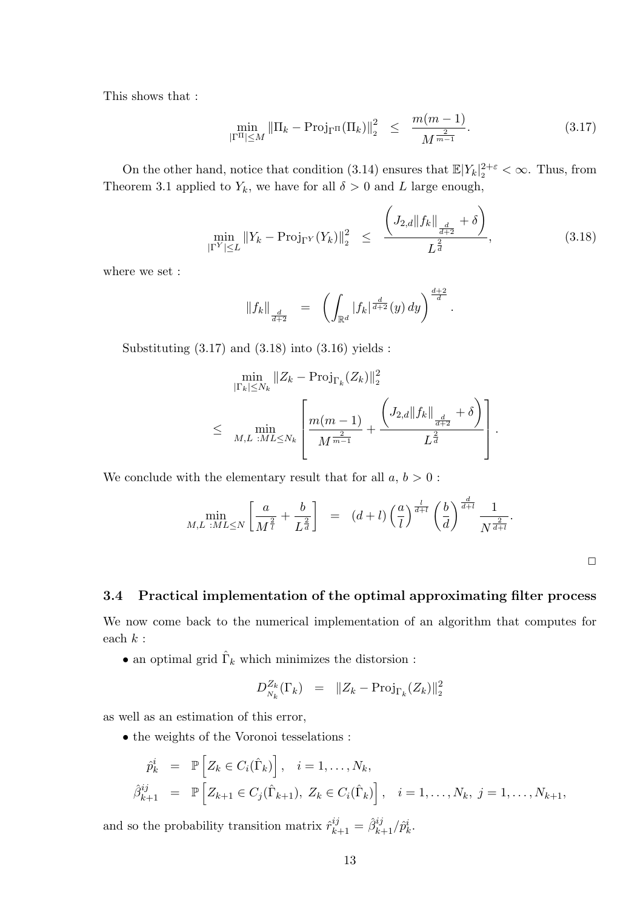This shows that :

$$\min_{|\Gamma^{\Pi}|\leq M} \|\Pi_k - \mathrm{Proj}_{\Gamma^{\Pi}}(\Pi_k)\|_2^2 \quad \leq \quad \frac{m(m-1)}{M^{\frac{2}{m-1}}}. \tag{3.17}$$

On the other hand, notice that condition (3.14) ensures that $\mathbb{E}|Y_k|_2^{2+\varepsilon} < \infty$. Thus, from Theorem 3.1 applied to $Y_k$, we have for all $\delta > 0$ and $L$ large enough,

$$\min_{|\Gamma^{Y}|\leq L} \|Y_k - \mathrm{Proj}_{\Gamma^{Y}}(Y_k)\|_2^2 \quad \leq \quad \frac{\left(J_{2,d}\|f_k\|_{\frac{d}{d+2}} + \delta\right)}{L^{\frac{2}{d}}}, \tag{3.18}$$

where we set :

$$\|f_k\|_{\frac{d}{d+2}} \quad = \quad \left(\int_{\mathbb{R}^d} |f_k|^{\frac{d}{d+2}}(y)\, dy\right)^{\frac{d+2}{d}}.$$

Substituting (3.17) and (3.18) into (3.16) yields :

$$\begin{aligned}
&\min_{|\Gamma_k|\leq N_k} \|Z_k - \mathrm{Proj}_{\Gamma_k}(Z_k)\|_2^2 \\
\leq \quad &\min_{M,L\ :ML\leq N_k} \left[\frac{m(m-1)}{M^{\frac{2}{m-1}}} + \frac{\left(J_{2,d}\|f_k\|_{\frac{d}{d+2}} + \delta\right)}{L^{\frac{2}{d}}}\right].
\end{aligned}$$

We conclude with the elementary result that for all $a$, $b > 0$ :

$$\min_{M,L\ :ML\leq N} \left[\frac{a}{M^{\frac{2}{l}}} + \frac{b}{L^{\frac{2}{d}}}\right] \quad = \quad (d+l)\left(\frac{a}{l}\right)^{\frac{l}{d+l}}\left(\frac{b}{d}\right)^{\frac{d}{d+l}}\frac{1}{N^{\frac{2}{d+l}}}.$$

□

### 3.4 Practical implementation of the optimal approximating filter process

We now come back to the numerical implementation of an algorithm that computes for each $k$ :

• an optimal grid $\hat{\Gamma}_k$ which minimizes the distorsion :

$$D_{N_k}^{Z_k}(\Gamma_k) \quad = \quad \|Z_k - \mathrm{Proj}_{\Gamma_k}(Z_k)\|_2^2$$

as well as an estimation of this error,

• the weights of the Voronoi tesselations :

$$\begin{aligned}
\hat{p}_k^i \quad &= \quad \mathbb{P}\left[Z_k \in C_i(\hat{\Gamma}_k)\right], \quad i = 1, \ldots, N_k, \\
\hat{\beta}_{k+1}^{ij} \quad &= \quad \mathbb{P}\left[Z_{k+1} \in C_j(\hat{\Gamma}_{k+1}),\ Z_k \in C_i(\hat{\Gamma}_k)\right], \quad i = 1, \ldots, N_k,\ j = 1, \ldots, N_{k+1},
\end{aligned}$$

and so the probability transition matrix $\hat{r}_{k+1}^{ij} = \hat{\beta}_{k+1}^{ij}/\hat{p}_k^i$.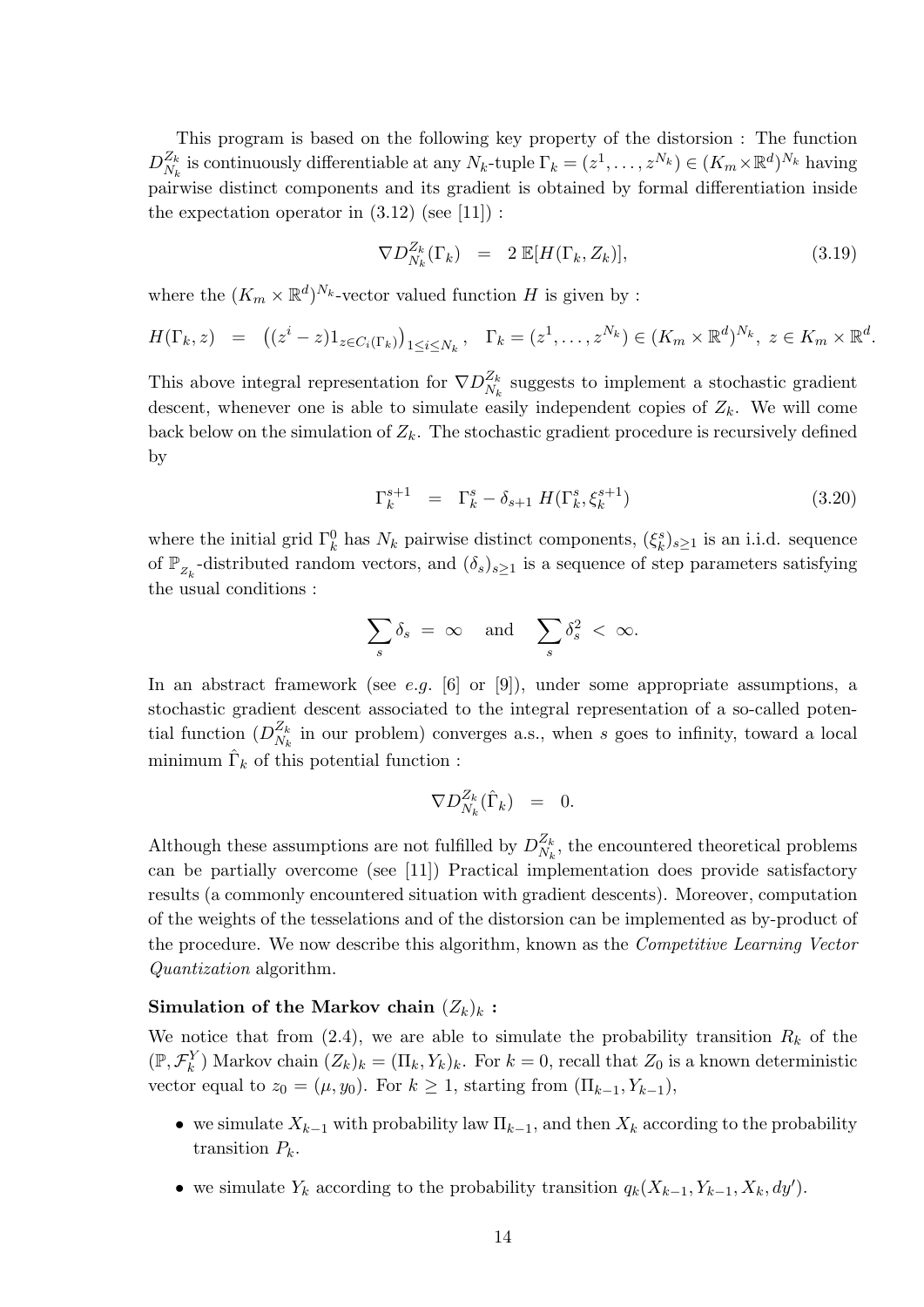This program is based on the following key property of the distorsion : The function $D_{N_k}^{Z_k}$ is continuously differentiable at any $N_k$-tuple $\Gamma_k = (z^1, \ldots, z^{N_k}) \in (K_m \times \mathbb{R}^d)^{N_k}$ having pairwise distinct components and its gradient is obtained by formal differentiation inside the expectation operator in (3.12) (see [11]) :

$$\nabla D_{N_k}^{Z_k}(\Gamma_k) \;=\; 2\,\mathbb{E}[H(\Gamma_k, Z_k)], \tag{3.19}$$

where the $(K_m \times \mathbb{R}^d)^{N_k}$-vector valued function $H$ is given by :

$$H(\Gamma_k, z) \;=\; \left((z^i - z)1_{z \in C_i(\Gamma_k)}\right)_{1 \le i \le N_k}, \quad \Gamma_k = (z^1, \ldots, z^{N_k}) \in (K_m \times \mathbb{R}^d)^{N_k},\; z \in K_m \times \mathbb{R}^d.$$

This above integral representation for $\nabla D_{N_k}^{Z_k}$ suggests to implement a stochastic gradient descent, whenever one is able to simulate easily independent copies of $Z_k$. We will come back below on the simulation of $Z_k$. The stochastic gradient procedure is recursively defined by

$$\Gamma_k^{s+1} \;=\; \Gamma_k^s - \delta_{s+1}\, H(\Gamma_k^s, \xi_k^{s+1}) \tag{3.20}$$

where the initial grid $\Gamma_k^0$ has $N_k$ pairwise distinct components, $(\xi_k^s)_{s \ge 1}$ is an i.i.d. sequence of $\mathbb{P}_{Z_k}$-distributed random vectors, and $(\delta_s)_{s \ge 1}$ is a sequence of step parameters satisfying the usual conditions :

$$\sum_s \delta_s \;=\; \infty \quad \text{and} \quad \sum_s \delta_s^2 \;<\; \infty.$$

In an abstract framework (see *e.g.* [6] or [9]), under some appropriate assumptions, a stochastic gradient descent associated to the integral representation of a so-called potential function ($D_{N_k}^{Z_k}$ in our problem) converges a.s., when $s$ goes to infinity, toward a local minimum $\hat{\Gamma}_k$ of this potential function :

$$\nabla D_{N_k}^{Z_k}(\hat{\Gamma}_k) \;=\; 0.$$

Although these assumptions are not fulfilled by $D_{N_k}^{Z_k}$, the encountered theoretical problems can be partially overcome (see [11]) Practical implementation does provide satisfactory results (a commonly encountered situation with gradient descents). Moreover, computation of the weights of the tesselations and of the distorsion can be implemented as by-product of the procedure. We now describe this algorithm, known as the *Competitive Learning Vector Quantization* algorithm.

**Simulation of the Markov chain $(Z_k)_k$ :**

We notice that from (2.4), we are able to simulate the probability transition $R_k$ of the $(\mathbb{P}, \mathcal{F}_k^Y)$ Markov chain $(Z_k)_k = (\Pi_k, Y_k)_k$. For $k = 0$, recall that $Z_0$ is a known deterministic vector equal to $z_0 = (\mu, y_0)$. For $k \ge 1$, starting from $(\Pi_{k-1}, Y_{k-1})$,

- we simulate $X_{k-1}$ with probability law $\Pi_{k-1}$, and then $X_k$ according to the probability transition $P_k$.
- we simulate $Y_k$ according to the probability transition $q_k(X_{k-1}, Y_{k-1}, X_k, dy')$.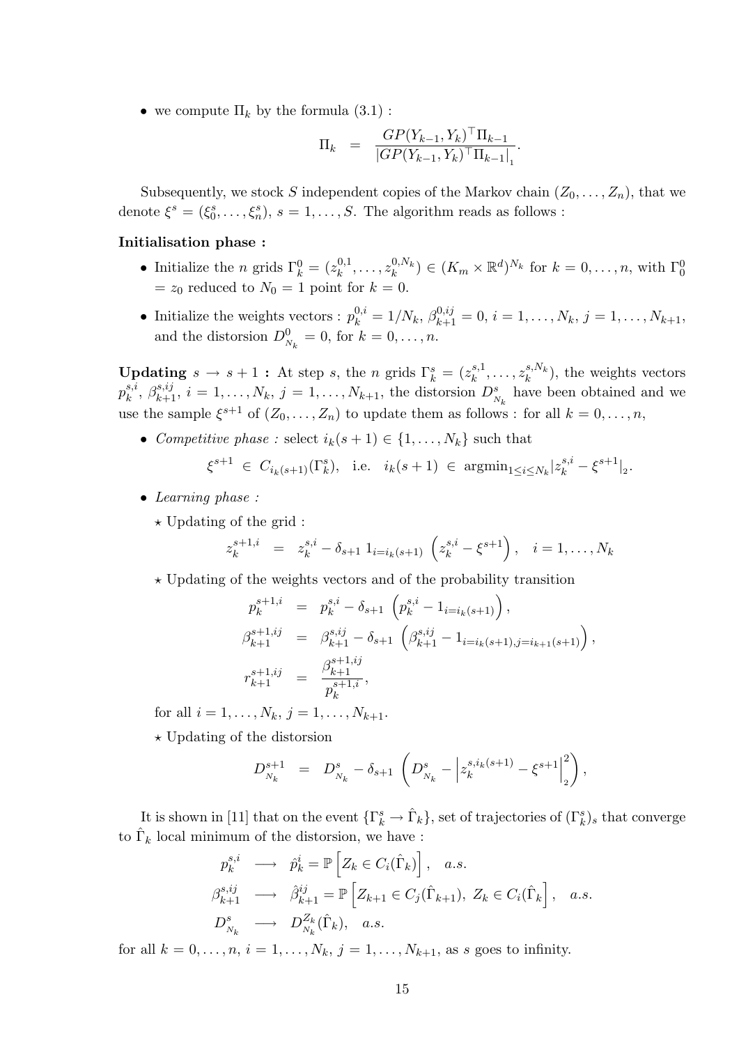- we compute $\Pi_k$ by the formula (3.1) :

$$\Pi_k \;=\; \frac{GP(Y_{k-1}, Y_k)^\top \Pi_{k-1}}{\left|GP(Y_{k-1}, Y_k)^\top \Pi_{k-1}\right|_1}.$$

Subsequently, we stock $S$ independent copies of the Markov chain $(Z_0, \ldots, Z_n)$, that we denote $\xi^s = (\xi_0^s, \ldots, \xi_n^s)$, $s = 1, \ldots, S$. The algorithm reads as follows :

**Initialisation phase :**

- Initialize the $n$ grids $\Gamma_k^0 = (z_k^{0,1}, \ldots, z_k^{0,N_k}) \in (K_m \times \mathbb{R}^d)^{N_k}$ for $k = 0, \ldots, n$, with $\Gamma_0^0$ $= z_0$ reduced to $N_0 = 1$ point for $k = 0$.
- Initialize the weights vectors : $p_k^{0,i} = 1/N_k$, $\beta_{k+1}^{0,ij} = 0$, $i = 1, \ldots, N_k$, $j = 1, \ldots, N_{k+1}$, and the distorsion $D_{N_k}^0 = 0$, for $k = 0, \ldots, n$.

**Updating $s \to s+1$ :** At step $s$, the $n$ grids $\Gamma_k^s = (z_k^{s,1}, \ldots, z_k^{s,N_k})$, the weights vectors $p_k^{s,i}$, $\beta_{k+1}^{s,ij}$, $i = 1, \ldots, N_k$, $j = 1, \ldots, N_{k+1}$, the distorsion $D_{N_k}^s$ have been obtained and we use the sample $\xi^{s+1}$ of $(Z_0, \ldots, Z_n)$ to update them as follows : for all $k = 0, \ldots, n$,

- *Competitive phase :* select $i_k(s+1) \in \{1, \ldots, N_k\}$ such that

$$\xi^{s+1} \;\in\; C_{i_k(s+1)}(\Gamma_k^s), \quad \text{i.e.} \quad i_k(s+1) \;\in\; \text{argmin}_{1 \le i \le N_k} |z_k^{s,i} - \xi^{s+1}|_2.$$

- *Learning phase :*
  - $\star$ Updating of the grid :

$$z_k^{s+1,i} \;=\; z_k^{s,i} - \delta_{s+1}\, 1_{i = i_k(s+1)} \left(z_k^{s,i} - \xi^{s+1}\right), \quad i = 1, \ldots, N_k$$

  - $\star$ Updating of the weights vectors and of the probability transition

$$\begin{aligned}
p_k^{s+1,i} &= p_k^{s,i} - \delta_{s+1} \left(p_k^{s,i} - 1_{i = i_k(s+1)}\right), \\
\beta_{k+1}^{s+1,ij} &= \beta_{k+1}^{s,ij} - \delta_{s+1} \left(\beta_{k+1}^{s,ij} - 1_{i = i_k(s+1), j = i_{k+1}(s+1)}\right), \\
r_{k+1}^{s+1,ij} &= \frac{\beta_{k+1}^{s+1,ij}}{p_k^{s+1,i}},
\end{aligned}$$

  for all $i = 1, \ldots, N_k$, $j = 1, \ldots, N_{k+1}$.

  - $\star$ Updating of the distorsion

$$D_{N_k}^{s+1} \;=\; D_{N_k}^s - \delta_{s+1} \left(D_{N_k}^s - \left|z_k^{s, i_k(s+1)} - \xi^{s+1}\right|_2^2\right),$$

It is shown in [11] that on the event $\{\Gamma_k^s \to \hat{\Gamma}_k\}$, set of trajectories of $(\Gamma_k^s)_s$ that converge to $\hat{\Gamma}_k$ local minimum of the distorsion, we have :

$$\begin{aligned}
p_k^{s,i} &\longrightarrow \hat{p}_k^i = \mathbb{P}\left[Z_k \in C_i(\hat{\Gamma}_k)\right], \quad a.s. \\
\beta_{k+1}^{s,ij} &\longrightarrow \hat{\beta}_{k+1}^{ij} = \mathbb{P}\left[Z_{k+1} \in C_j(\hat{\Gamma}_{k+1}),\; Z_k \in C_i(\hat{\Gamma}_k\right], \quad a.s. \\
D_{N_k}^s &\longrightarrow D_{N_k}^{Z_k}(\hat{\Gamma}_k), \quad a.s.
\end{aligned}$$

for all $k = 0, \ldots, n$, $i = 1, \ldots, N_k$, $j = 1, \ldots, N_{k+1}$, as $s$ goes to infinity.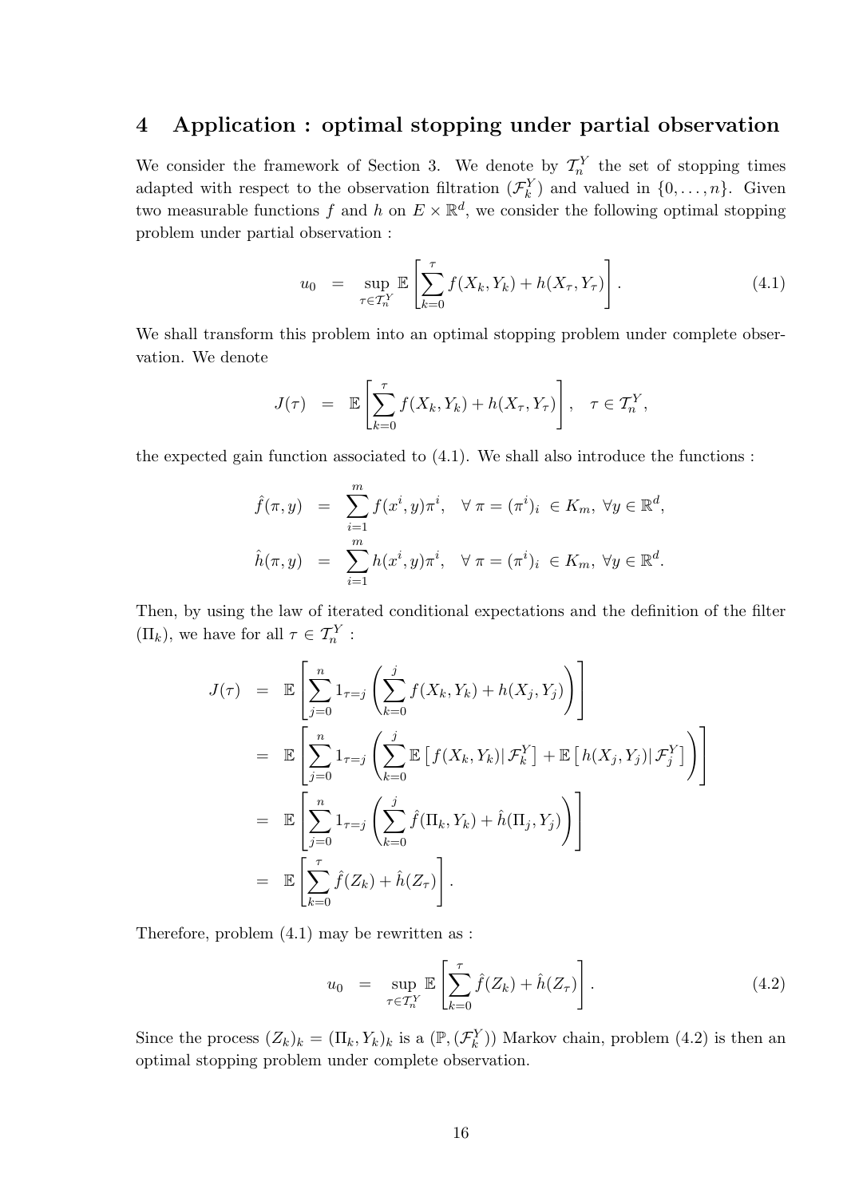## 4 Application : optimal stopping under partial observation

We consider the framework of Section 3. We denote by $\mathcal{T}_n^Y$ the set of stopping times adapted with respect to the observation filtration $(\mathcal{F}_k^Y)$ and valued in $\{0, \ldots, n\}$. Given two measurable functions $f$ and $h$ on $E \times \mathbb{R}^d$, we consider the following optimal stopping problem under partial observation :

$$u_0 \;\; = \;\; \sup_{\tau \in \mathcal{T}_n^Y} \mathbb{E}\left[ \sum_{k=0}^{\tau} f(X_k, Y_k) + h(X_\tau, Y_\tau) \right]. \tag{4.1}$$

We shall transform this problem into an optimal stopping problem under complete observation. We denote

$$J(\tau) \;\; = \;\; \mathbb{E}\left[ \sum_{k=0}^{\tau} f(X_k, Y_k) + h(X_\tau, Y_\tau) \right], \quad \tau \in \mathcal{T}_n^Y,$$

the expected gain function associated to (4.1). We shall also introduce the functions :

$$\begin{aligned}
\hat{f}(\pi, y) \;\; &= \;\; \sum_{i=1}^{m} f(x^i, y)\pi^i, \quad \forall\, \pi = (\pi^i)_i \, \in K_m, \; \forall y \in \mathbb{R}^d, \\
\hat{h}(\pi, y) \;\; &= \;\; \sum_{i=1}^{m} h(x^i, y)\pi^i, \quad \forall\, \pi = (\pi^i)_i \, \in K_m, \; \forall y \in \mathbb{R}^d.
\end{aligned}$$

Then, by using the law of iterated conditional expectations and the definition of the filter $(\Pi_k)$, we have for all $\tau \in \mathcal{T}_n^Y$ :

$$\begin{aligned}
J(\tau) \;\; &= \;\; \mathbb{E}\left[ \sum_{j=0}^{n} 1_{\tau=j} \left( \sum_{k=0}^{j} f(X_k, Y_k) + h(X_j, Y_j) \right) \right] \\
&= \;\; \mathbb{E}\left[ \sum_{j=0}^{n} 1_{\tau=j} \left( \sum_{k=0}^{j} \mathbb{E}\left[ f(X_k, Y_k) \middle| \mathcal{F}_k^Y \right] + \mathbb{E}\left[ h(X_j, Y_j) \middle| \mathcal{F}_j^Y \right] \right) \right] \\
&= \;\; \mathbb{E}\left[ \sum_{j=0}^{n} 1_{\tau=j} \left( \sum_{k=0}^{j} \hat{f}(\Pi_k, Y_k) + \hat{h}(\Pi_j, Y_j) \right) \right] \\
&= \;\; \mathbb{E}\left[ \sum_{k=0}^{\tau} \hat{f}(Z_k) + \hat{h}(Z_\tau) \right].
\end{aligned}$$

Therefore, problem (4.1) may be rewritten as :

$$u_0 \;\; = \;\; \sup_{\tau \in \mathcal{T}_n^Y} \mathbb{E}\left[ \sum_{k=0}^{\tau} \hat{f}(Z_k) + \hat{h}(Z_\tau) \right]. \tag{4.2}$$

Since the process $(Z_k)_k = (\Pi_k, Y_k)_k$ is a $(\mathbb{P}, (\mathcal{F}_k^Y))$ Markov chain, problem (4.2) is then an optimal stopping problem under complete observation.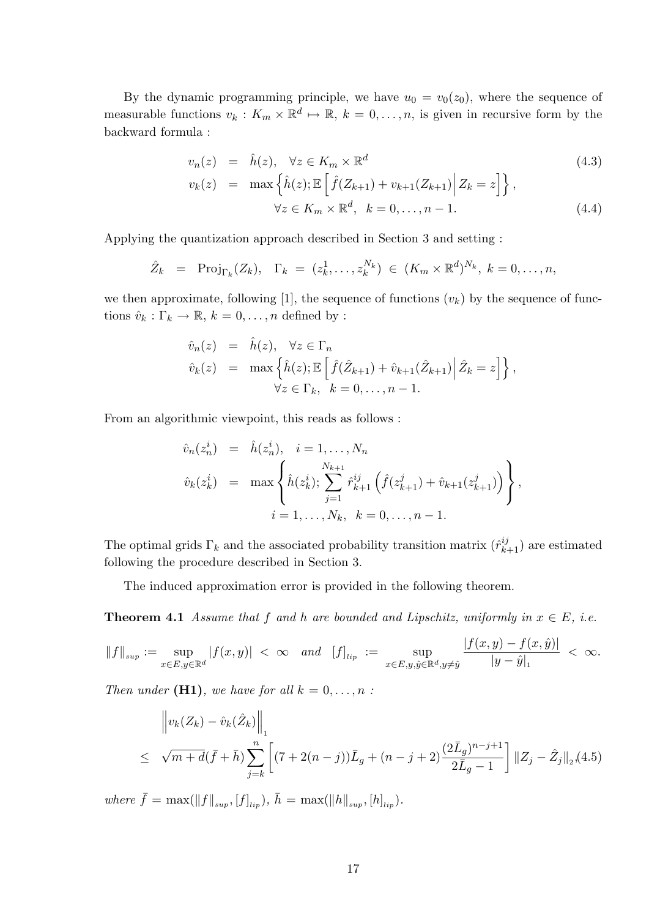By the dynamic programming principle, we have $u_0 = v_0(z_0)$, where the sequence of measurable functions $v_k : K_m \times \mathbb{R}^d \mapsto \mathbb{R}$, $k = 0, \ldots, n$, is given in recursive form by the backward formula :

$$
\begin{aligned}
v_n(z) &= \hat{h}(z), \quad \forall z \in K_m \times \mathbb{R}^d && (4.3)\\
v_k(z) &= \max\left\{\hat{h}(z); \mathbb{E}\left[\hat{f}(Z_{k+1}) + v_{k+1}(Z_{k+1})\middle| Z_k = z\right]\right\},\\
&\qquad \forall z \in K_m \times \mathbb{R}^d, \quad k = 0, \ldots, n-1. && (4.4)
\end{aligned}
$$

Applying the quantization approach described in Section 3 and setting :

$$
\hat{Z}_k \;=\; \mathrm{Proj}_{\Gamma_k}(Z_k), \quad \Gamma_k \;=\; (z_k^1, \ldots, z_k^{N_k}) \;\in\; (K_m \times \mathbb{R}^d)^{N_k}, \; k = 0, \ldots, n,
$$

we then approximate, following [1], the sequence of functions $(v_k)$ by the sequence of functions $\hat{v}_k : \Gamma_k \to \mathbb{R}$, $k = 0, \ldots, n$ defined by :

$$
\begin{aligned}
\hat{v}_n(z) &= \hat{h}(z), \quad \forall z \in \Gamma_n\\
\hat{v}_k(z) &= \max\left\{\hat{h}(z); \mathbb{E}\left[\hat{f}(\hat{Z}_{k+1}) + \hat{v}_{k+1}(\hat{Z}_{k+1})\middle| \hat{Z}_k = z\right]\right\},\\
&\qquad \forall z \in \Gamma_k, \quad k = 0, \ldots, n-1.
\end{aligned}
$$

From an algorithmic viewpoint, this reads as follows :

$$
\begin{aligned}
\hat{v}_n(z_n^i) &= \hat{h}(z_n^i), \quad i = 1, \ldots, N_n\\
\hat{v}_k(z_k^i) &= \max\left\{\hat{h}(z_k^i); \sum_{j=1}^{N_{k+1}} \hat{r}_{k+1}^{ij}\left(\hat{f}(z_{k+1}^j) + \hat{v}_{k+1}(z_{k+1}^j)\right)\right\},\\
&\qquad i = 1, \ldots, N_k, \quad k = 0, \ldots, n-1.
\end{aligned}
$$

The optimal grids $\Gamma_k$ and the associated probability transition matrix $(\hat{r}_{k+1}^{ij})$ are estimated following the procedure described in Section 3.

The induced approximation error is provided in the following theorem.

**Theorem 4.1** *Assume that $f$ and $h$ are bounded and Lipschitz, uniformly in $x \in E$, i.e.*

$$
\|f\|_{sup} := \sup_{x\in E, y\in\mathbb{R}^d} |f(x,y)| \;<\; \infty \quad \text{and} \quad [f]_{lip} \;:=\; \sup_{x\in E, y,\hat{y}\in\mathbb{R}^d, y\neq\hat{y}} \frac{|f(x,y) - f(x,\hat{y})|}{|y-\hat{y}|_1} \;<\; \infty.
$$

*Then under* **(H1)**, *we have for all $k = 0, \ldots, n$ :*

$$
\begin{aligned}
&\left\| v_k(Z_k) - \hat{v}_k(\hat{Z}_k)\right\|_1\\
&\leq\; \sqrt{m+d}(\bar{f} + \bar{h}) \sum_{j=k}^{n} \left[(7 + 2(n-j))\bar{L}_g + (n-j+2)\frac{(2\bar{L}_g)^{n-j+1}}{2\bar{L}_g - 1}\right] \|Z_j - \hat{Z}_j\|_2, \quad (4.5)
\end{aligned}
$$

*where $\bar{f} = \max(\|f\|_{sup}, [f]_{lip})$, $\bar{h} = \max(\|h\|_{sup}, [h]_{lip})$.*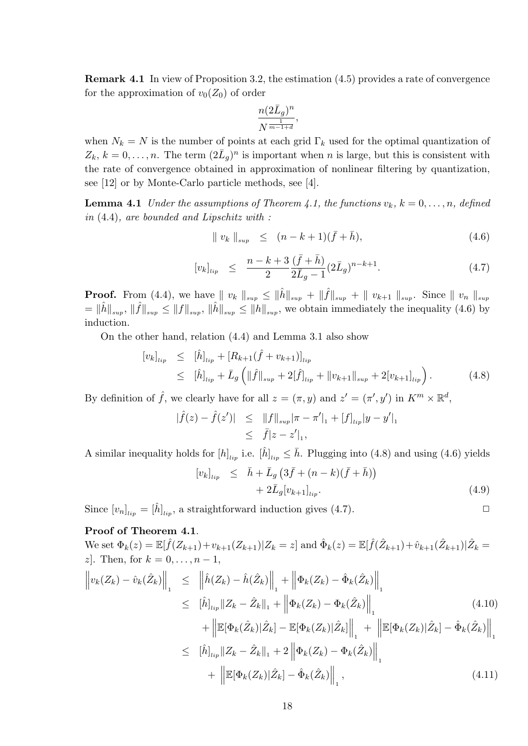**Remark 4.1** In view of Proposition 3.2, the estimation (4.5) provides a rate of convergence for the approximation of $v_0(Z_0)$ of order

$$\frac{n(2\bar{L}_g)^n}{N^{\frac{1}{m-1+d}}},$$

when $N_k = N$ is the number of points at each grid $\Gamma_k$ used for the optimal quantization of $Z_k$, $k = 0, \ldots, n$. The term $(2\bar{L}_g)^n$ is important when $n$ is large, but this is consistent with the rate of convergence obtained in approximation of nonlinear filtering by quantization, see [12] or by Monte-Carlo particle methods, see [4].

**Lemma 4.1** *Under the assumptions of Theorem 4.1, the functions $v_k$, $k = 0, \ldots, n$, defined in* (4.4)*, are bounded and Lipschitz with :*

$$\| v_k \|_{sup} \leq (n - k + 1)(\bar{f} + \bar{h}), \tag{4.6}$$

$$[v_k]_{lip} \leq \frac{n-k+3}{2} \frac{(\bar{f} + \bar{h})}{2\bar{L}_g - 1} (2\bar{L}_g)^{n-k+1}. \tag{4.7}$$

**Proof.** From (4.4), we have $\| v_k \|_{sup} \leq \|\hat{h}\|_{sup} + \|\hat{f}\|_{sup} + \| v_{k+1} \|_{sup}$. Since $\| v_n \|_{sup} = \|\hat{h}\|_{sup}$, $\|\hat{f}\|_{sup} \leq \|f\|_{sup}$, $\|\hat{h}\|_{sup} \leq \|h\|_{sup}$, we obtain immediately the inequality (4.6) by induction.

On the other hand, relation (4.4) and Lemma 3.1 also show

$$\begin{aligned}
[v_k]_{lip} &\leq [\hat{h}]_{lip} + [R_{k+1}(\hat{f} + v_{k+1})]_{lip} \\
&\leq [\hat{h}]_{lip} + \bar{L}_g \left( \|\hat{f}\|_{sup} + 2[\hat{f}]_{lip} + \|v_{k+1}\|_{sup} + 2[v_{k+1}]_{lip} \right).
\end{aligned} \tag{4.8}$$

By definition of $\hat{f}$, we clearly have for all $z = (\pi, y)$ and $z' = (\pi', y')$ in $K^m \times \mathbb{R}^d$,

$$\begin{aligned}
|\hat{f}(z) - \hat{f}(z')| &\leq \|f\|_{sup} |\pi - \pi'|_1 + [f]_{lip} |y - y'|_1 \\
&\leq \bar{f} |z - z'|_1,
\end{aligned}$$

A similar inequality holds for $[h]_{lip}$ i.e. $[\hat{h}]_{lip} \leq \bar{h}$. Plugging into (4.8) and using (4.6) yields

$$\begin{aligned}
[v_k]_{lip} &\leq \bar{h} + \bar{L}_g \left( 3\bar{f} + (n-k)(\bar{f} + \bar{h}) \right) \\
&\quad + 2\bar{L}_g [v_{k+1}]_{lip}.
\end{aligned} \tag{4.9}$$

Since $[v_n]_{lip} = [\hat{h}]_{lip}$, a straightforward induction gives (4.7). $\square$

**Proof of Theorem 4.1**.

We set $\Phi_k(z) = \mathbb{E}[\hat{f}(Z_{k+1}) + v_{k+1}(Z_{k+1}) | Z_k = z]$ and $\hat{\Phi}_k(z) = \mathbb{E}[\hat{f}(\hat{Z}_{k+1}) + \hat{v}_{k+1}(\hat{Z}_{k+1}) | \hat{Z}_k = z]$. Then, for $k = 0, \ldots, n-1$,

$$\begin{aligned}
\left\| v_k(Z_k) - \hat{v}_k(\hat{Z}_k) \right\|_1 &\leq \left\| \hat{h}(Z_k) - \hat{h}(\hat{Z}_k) \right\|_1 + \left\| \Phi_k(Z_k) - \hat{\Phi}_k(\hat{Z}_k) \right\|_1 \\
&\leq [\hat{h}]_{lip} \|Z_k - \hat{Z}_k\|_1 + \left\| \Phi_k(Z_k) - \Phi_k(\hat{Z}_k) \right\|_1 \qquad (4.10) \\
&\quad + \left\| \mathbb{E}[\Phi_k(\hat{Z}_k) | \hat{Z}_k] - \mathbb{E}[\Phi_k(Z_k) | \hat{Z}_k] \right\|_1 + \left\| \mathbb{E}[\Phi_k(Z_k) | \hat{Z}_k] - \hat{\Phi}_k(\hat{Z}_k) \right\|_1 \\
&\leq [\hat{h}]_{lip} \|Z_k - \hat{Z}_k\|_1 + 2 \left\| \Phi_k(Z_k) - \Phi_k(\hat{Z}_k) \right\|_1 \\
&\quad + \left\| \mathbb{E}[\Phi_k(Z_k) | \hat{Z}_k] - \hat{\Phi}_k(\hat{Z}_k) \right\|_1, \qquad (4.11)
\end{aligned}$$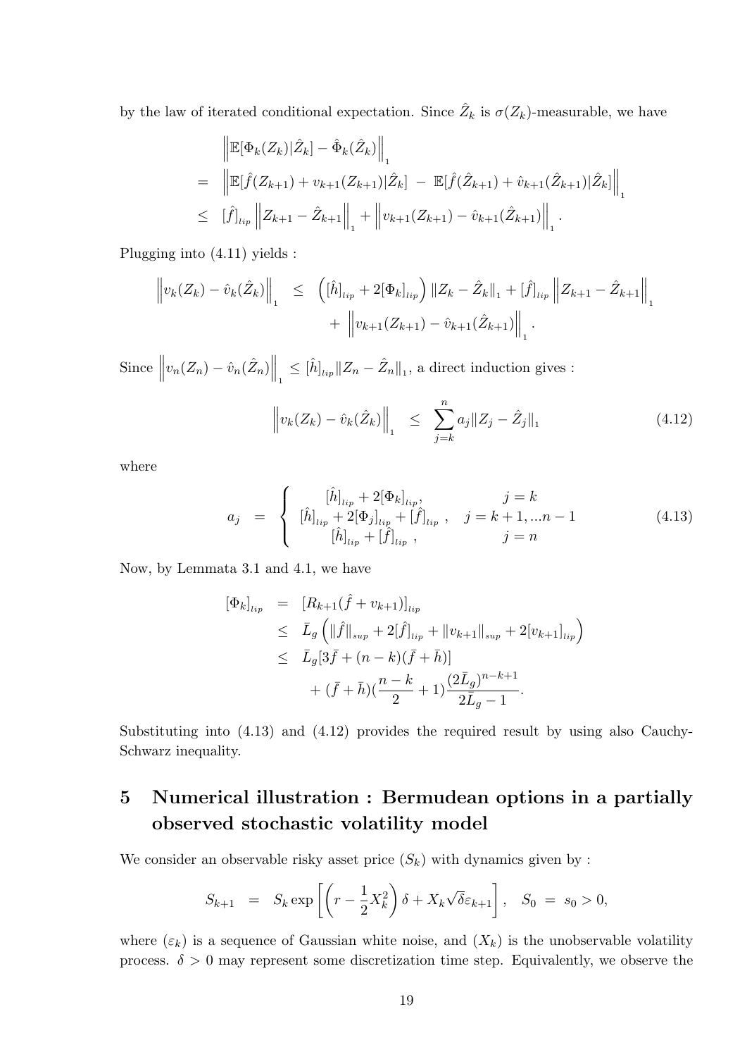by the law of iterated conditional expectation. Since $\hat{Z}_k$ is $\sigma(Z_k)$-measurable, we have

$$
\begin{aligned}
& \left\| \mathbb{E}[\Phi_k(Z_k)|\hat{Z}_k] - \hat{\Phi}_k(\hat{Z}_k) \right\|_1 \\
= & \left\| \mathbb{E}[\hat{f}(Z_{k+1}) + v_{k+1}(Z_{k+1})|\hat{Z}_k] \;-\; \mathbb{E}[\hat{f}(\hat{Z}_{k+1}) + \hat{v}_{k+1}(\hat{Z}_{k+1})|\hat{Z}_k] \right\|_1 \\
\leq & \; [\hat{f}]_{lip} \left\| Z_{k+1} - \hat{Z}_{k+1} \right\|_1 + \left\| v_{k+1}(Z_{k+1}) - \hat{v}_{k+1}(\hat{Z}_{k+1}) \right\|_1 .
\end{aligned}
$$

Plugging into (4.11) yields :

$$
\begin{aligned}
\left\| v_k(Z_k) - \hat{v}_k(\hat{Z}_k) \right\|_1 \;\leq\; & \left( [\hat{h}]_{lip} + 2[\Phi_k]_{lip} \right) \|Z_k - \hat{Z}_k\|_1 + [\hat{f}]_{lip} \left\| Z_{k+1} - \hat{Z}_{k+1} \right\|_1 \\
& + \left\| v_{k+1}(Z_{k+1}) - \hat{v}_{k+1}(\hat{Z}_{k+1}) \right\|_1 .
\end{aligned}
$$

Since $\left\| v_n(Z_n) - \hat{v}_n(\hat{Z}_n) \right\|_1 \leq [\hat{h}]_{lip} \|Z_n - \hat{Z}_n\|_1$, a direct induction gives :

$$
\left\| v_k(Z_k) - \hat{v}_k(\hat{Z}_k) \right\|_1 \;\leq\; \sum_{j=k}^{n} a_j \|Z_j - \hat{Z}_j\|_1 \tag{4.12}
$$

where

$$
a_j \;=\; \begin{cases} [\hat{h}]_{lip} + 2[\Phi_k]_{lip}, & j = k \\ [\hat{h}]_{lip} + 2[\Phi_j]_{lip} + [\hat{f}]_{lip} \;, & j = k+1, ...n-1 \\ [\hat{h}]_{lip} + [\hat{f}]_{lip} \;, & j = n \end{cases} \tag{4.13}
$$

Now, by Lemmata 3.1 and 4.1, we have

$$
\begin{aligned}
[\Phi_k]_{lip} \;=\; & [R_{k+1}(\hat{f} + v_{k+1})]_{lip} \\
\leq\; & \bar{L}_g \left( \|\hat{f}\|_{sup} + 2[\hat{f}]_{lip} + \|v_{k+1}\|_{sup} + 2[v_{k+1}]_{lip} \right) \\
\leq\; & \bar{L}_g [3\bar{f} + (n-k)(\bar{f} + \bar{h})] \\
& + (\bar{f} + \bar{h})(\frac{n-k}{2} + 1) \frac{(2\bar{L}_g)^{n-k+1}}{2\bar{L}_g - 1}.
\end{aligned}
$$

Substituting into (4.13) and (4.12) provides the required result by using also Cauchy-Schwarz inequality.

# 5 Numerical illustration : Bermudean options in a partially observed stochastic volatility model

We consider an observable risky asset price $(S_k)$ with dynamics given by :

$$
S_{k+1} \;=\; S_k \exp\left[ \left( r - \frac{1}{2} X_k^2 \right) \delta + X_k \sqrt{\delta} \varepsilon_{k+1} \right], \quad S_0 \;=\; s_0 > 0,
$$

where $(\varepsilon_k)$ is a sequence of Gaussian white noise, and $(X_k)$ is the unobservable volatility process. $\delta > 0$ may represent some discretization time step. Equivalently, we observe the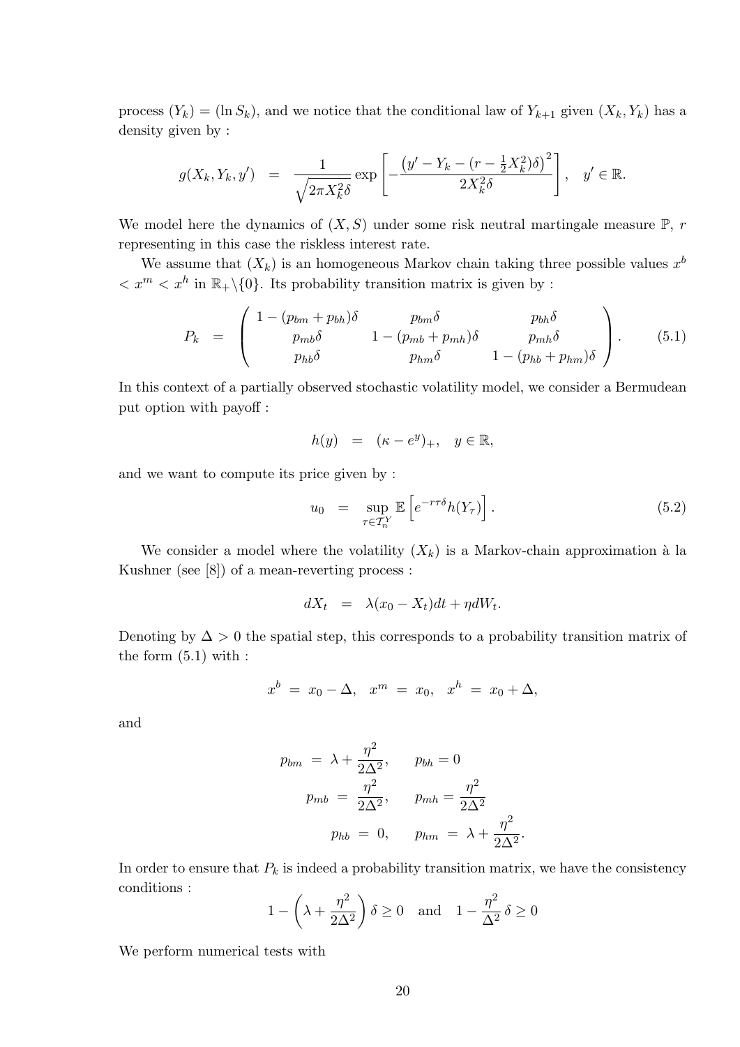process $(Y_k) = (\ln S_k)$, and we notice that the conditional law of $Y_{k+1}$ given $(X_k, Y_k)$ has a density given by :

$$g(X_k, Y_k, y') = \frac{1}{\sqrt{2\pi X_k^2 \delta}} \exp\left[-\frac{\left(y' - Y_k - (r - \frac{1}{2}X_k^2)\delta\right)^2}{2X_k^2\delta}\right], \quad y' \in \mathbb{R}.$$

We model here the dynamics of $(X, S)$ under some risk neutral martingale measure $\mathbb{P}$, $r$ representing in this case the riskless interest rate.

We assume that $(X_k)$ is an homogeneous Markov chain taking three possible values $x^b < x^m < x^h$ in $\mathbb{R}_+ \setminus \{0\}$. Its probability transition matrix is given by :

$$P_k = \begin{pmatrix} 1 - (p_{bm} + p_{bh})\delta & p_{bm}\delta & p_{bh}\delta \\ p_{mb}\delta & 1 - (p_{mb} + p_{mh})\delta & p_{mh}\delta \\ p_{hb}\delta & p_{hm}\delta & 1 - (p_{hb} + p_{hm})\delta \end{pmatrix}. \tag{5.1}$$

In this context of a partially observed stochastic volatility model, we consider a Bermudean put option with payoff :

$$h(y) = (\kappa - e^y)_+, \quad y \in \mathbb{R},$$

and we want to compute its price given by :

$$u_0 = \sup_{\tau \in \mathcal{T}_n^Y} \mathbb{E}\left[e^{-r\tau\delta} h(Y_\tau)\right]. \tag{5.2}$$

We consider a model where the volatility $(X_k)$ is a Markov-chain approximation à la Kushner (see [8]) of a mean-reverting process :

$$dX_t = \lambda(x_0 - X_t)dt + \eta dW_t.$$

Denoting by $\Delta > 0$ the spatial step, this corresponds to a probability transition matrix of the form (5.1) with :

$$x^b = x_0 - \Delta, \quad x^m = x_0, \quad x^h = x_0 + \Delta,$$

and

$$p_{bm} = \lambda + \frac{\eta^2}{2\Delta^2}, \qquad p_{bh} = 0$$

$$p_{mb} = \frac{\eta^2}{2\Delta^2}, \qquad p_{mh} = \frac{\eta^2}{2\Delta^2}$$

$$p_{hb} = 0, \qquad p_{hm} = \lambda + \frac{\eta^2}{2\Delta^2}.$$

In order to ensure that $P_k$ is indeed a probability transition matrix, we have the consistency conditions :

$$1 - \left(\lambda + \frac{\eta^2}{2\Delta^2}\right)\delta \geq 0 \quad \text{and} \quad 1 - \frac{\eta^2}{\Delta^2}\,\delta \geq 0$$

We perform numerical tests with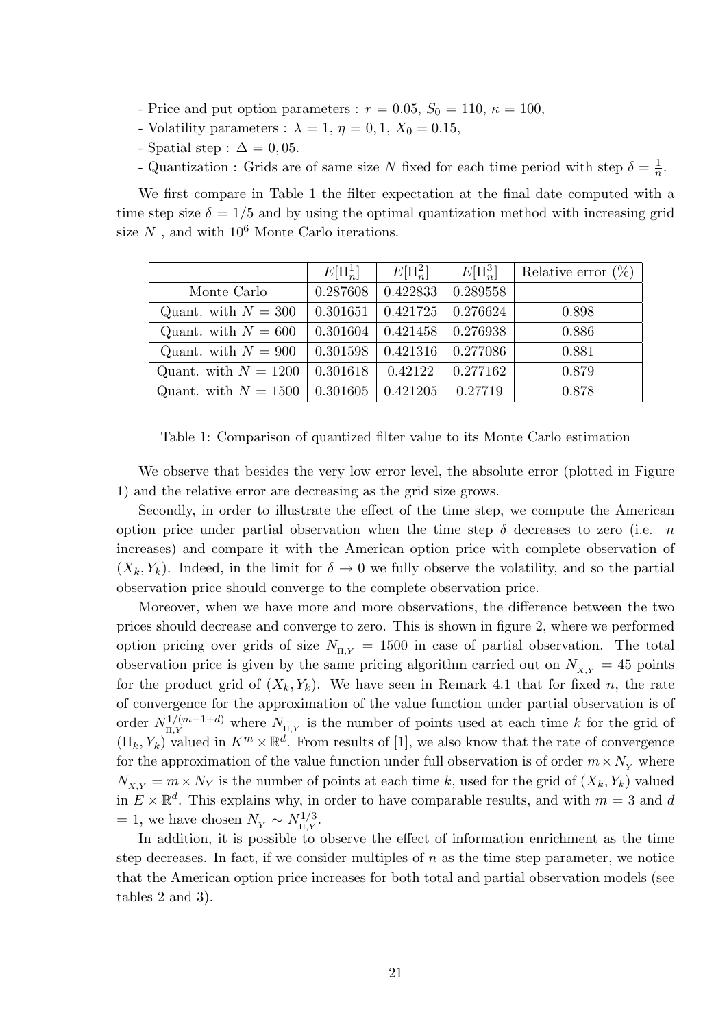- Price and put option parameters : $r = 0.05$, $S_0 = 110$, $\kappa = 100$,
- Volatility parameters : $\lambda = 1$, $\eta = 0,1$, $X_0 = 0.15$,
- Spatial step : $\Delta = 0,05$.
- Quantization : Grids are of same size $N$ fixed for each time period with step $\delta = \frac{1}{n}$.

We first compare in Table 1 the filter expectation at the final date computed with a time step size $\delta = 1/5$ and by using the optimal quantization method with increasing grid size $N$ , and with $10^6$ Monte Carlo iterations.

| | $E[\Pi_n^1]$ | $E[\Pi_n^2]$ | $E[\Pi_n^3]$ | Relative error (%) |
|---|---|---|---|---|
| Monte Carlo | 0.287608 | 0.422833 | 0.289558 | |
| Quant. with $N = 300$ | 0.301651 | 0.421725 | 0.276624 | 0.898 |
| Quant. with $N = 600$ | 0.301604 | 0.421458 | 0.276938 | 0.886 |
| Quant. with $N = 900$ | 0.301598 | 0.421316 | 0.277086 | 0.881 |
| Quant. with $N = 1200$ | 0.301618 | 0.42122 | 0.277162 | 0.879 |
| Quant. with $N = 1500$ | 0.301605 | 0.421205 | 0.27719 | 0.878 |

Table 1: Comparison of quantized filter value to its Monte Carlo estimation

We observe that besides the very low error level, the absolute error (plotted in Figure 1) and the relative error are decreasing as the grid size grows.

Secondly, in order to illustrate the effect of the time step, we compute the American option price under partial observation when the time step $\delta$ decreases to zero (i.e. $n$ increases) and compare it with the American option price with complete observation of $(X_k, Y_k)$. Indeed, in the limit for $\delta \to 0$ we fully observe the volatility, and so the partial observation price should converge to the complete observation price.

Moreover, when we have more and more observations, the difference between the two prices should decrease and converge to zero. This is shown in figure 2, where we performed option pricing over grids of size $N_{\Pi,Y} = 1500$ in case of partial observation. The total observation price is given by the same pricing algorithm carried out on $N_{X,Y} = 45$ points for the product grid of $(X_k, Y_k)$. We have seen in Remark 4.1 that for fixed $n$, the rate of convergence for the approximation of the value function under partial observation is of order $N_{\Pi,Y}^{1/(m-1+d)}$ where $N_{\Pi,Y}$ is the number of points used at each time $k$ for the grid of $(\Pi_k, Y_k)$ valued in $K^m \times \mathbb{R}^d$. From results of [1], we also know that the rate of convergence for the approximation of the value function under full observation is of order $m \times N_Y$ where $N_{X,Y} = m \times N_Y$ is the number of points at each time $k$, used for the grid of $(X_k, Y_k)$ valued in $E \times \mathbb{R}^d$. This explains why, in order to have comparable results, and with $m = 3$ and $d = 1$, we have chosen $N_Y \sim N_{\Pi,Y}^{1/3}$.

In addition, it is possible to observe the effect of information enrichment as the time step decreases. In fact, if we consider multiples of $n$ as the time step parameter, we notice that the American option price increases for both total and partial observation models (see tables 2 and 3).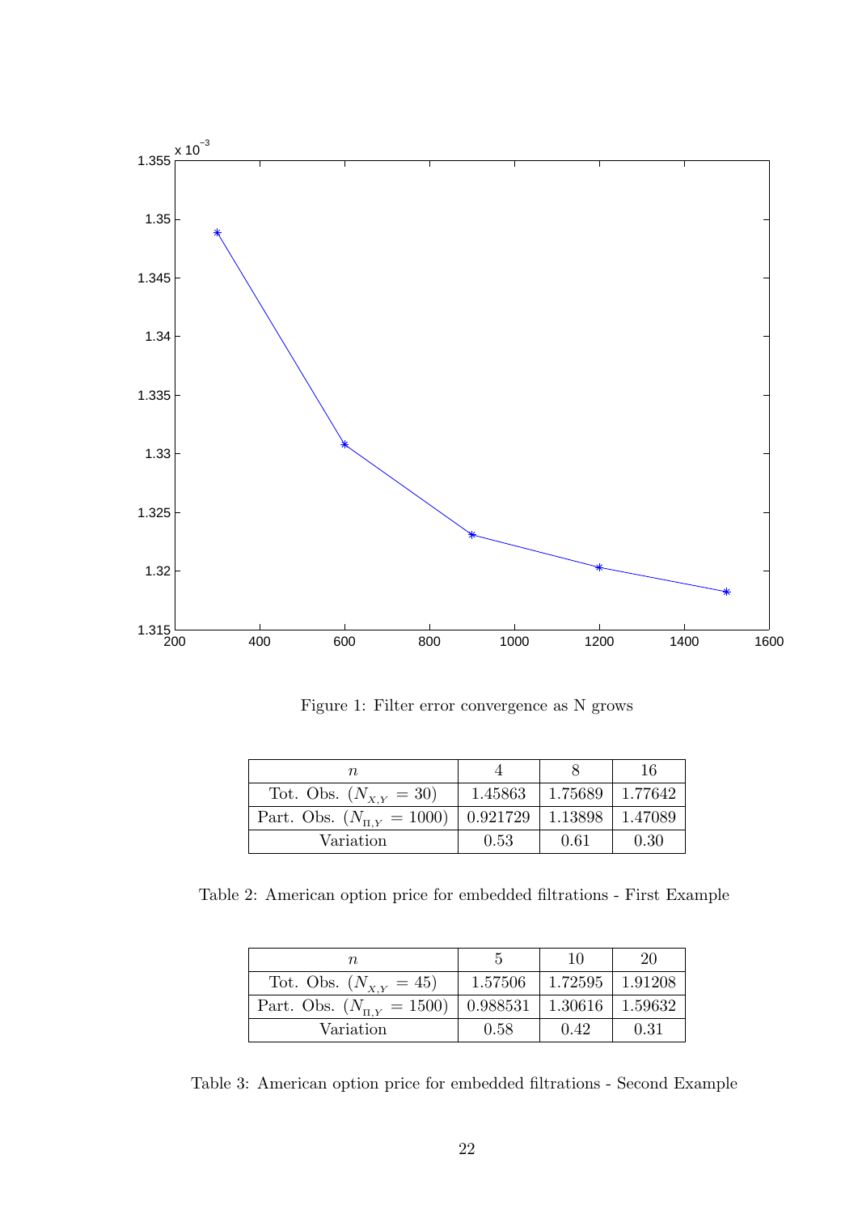Figure 1: Filter error convergence as N grows

| $n$ | 4 | 8 | 16 |
|---|---|---|---|
| Tot. Obs. ($N_{X,Y} = 30$) | 1.45863 | 1.75689 | 1.77642 |
| Part. Obs. ($N_{\Pi,Y} = 1000$) | 0.921729 | 1.13898 | 1.47089 |
| Variation | 0.53 | 0.61 | 0.30 |

Table 2: American option price for embedded filtrations - First Example

| $n$ | 5 | 10 | 20 |
|---|---|---|---|
| Tot. Obs. ($N_{X,Y} = 45$) | 1.57506 | 1.72595 | 1.91208 |
| Part. Obs. ($N_{\Pi,Y} = 1500$) | 0.988531 | 1.30616 | 1.59632 |
| Variation | 0.58 | 0.42 | 0.31 |

Table 3: American option price for embedded filtrations - Second Example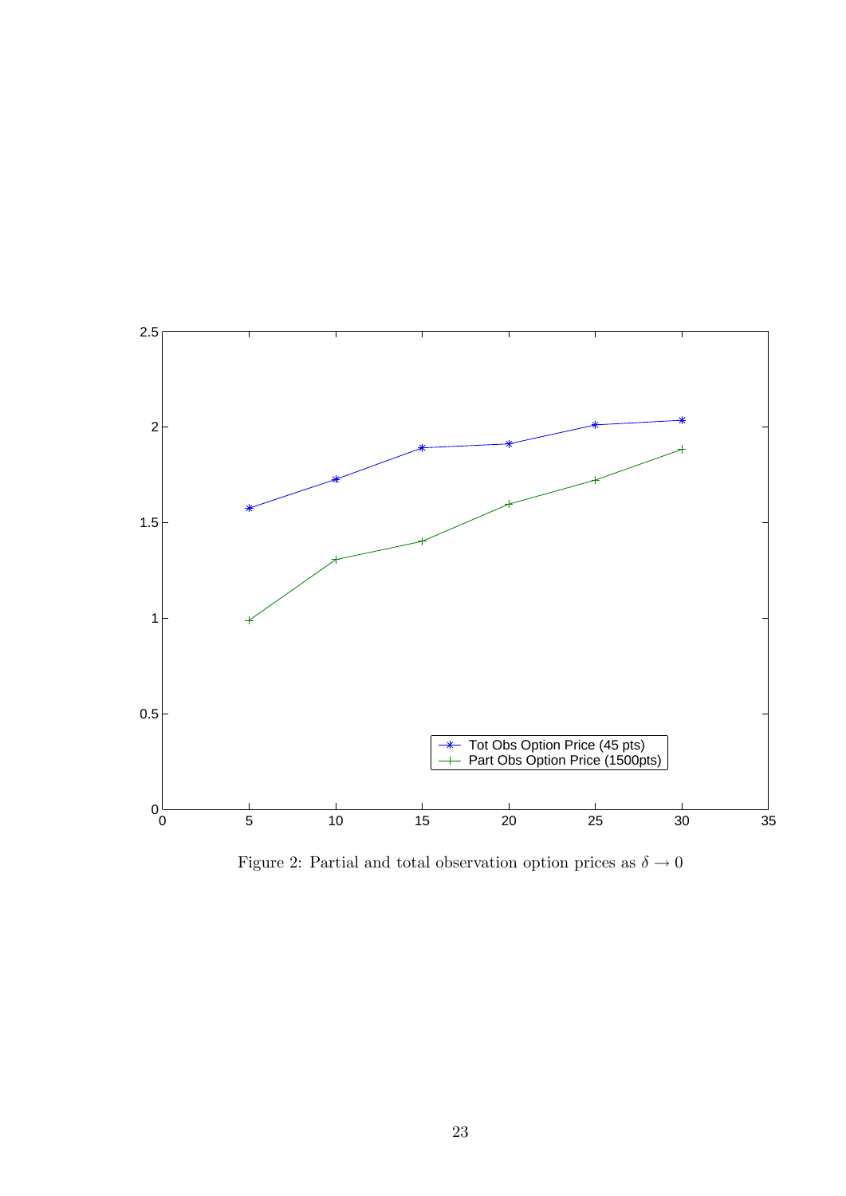Figure 2: Partial and total observation option prices as $\delta \to 0$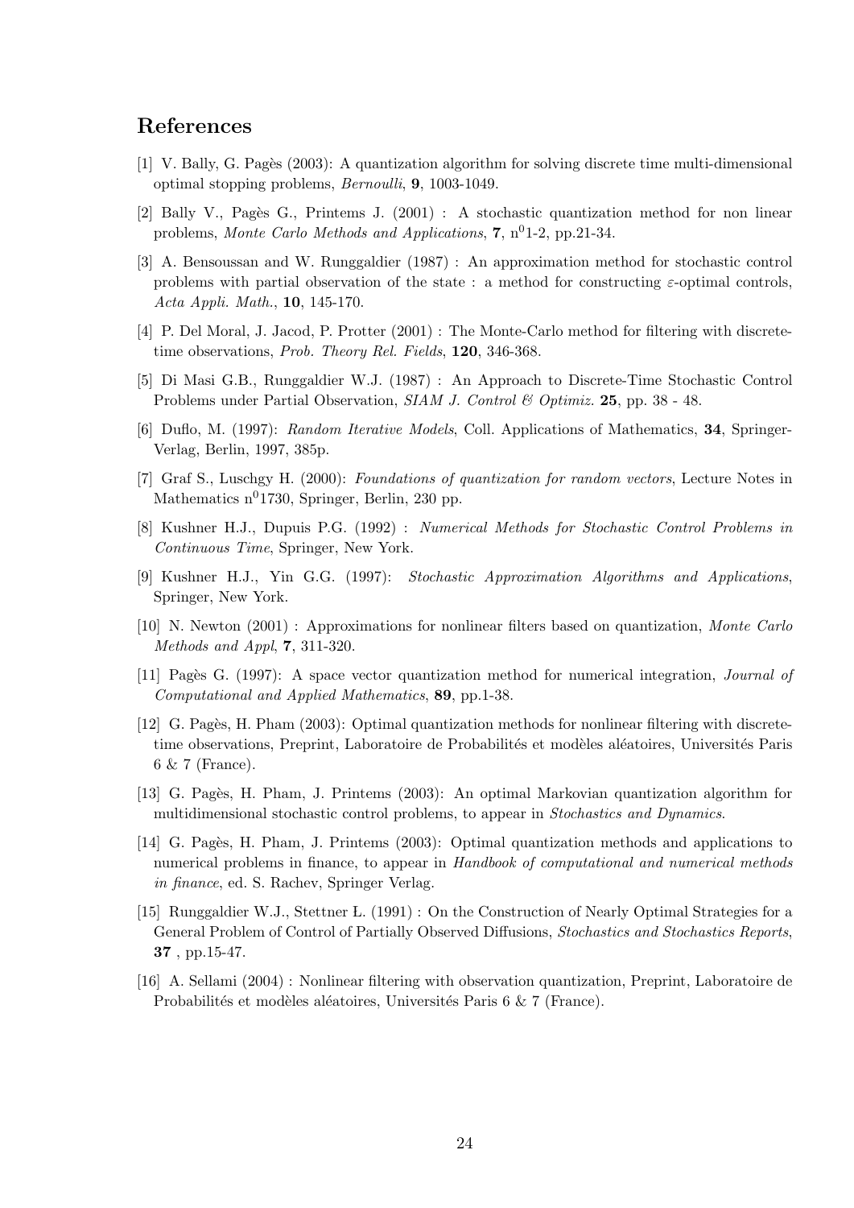## References

[1] V. Bally, G. Pagès (2003): A quantization algorithm for solving discrete time multi-dimensional optimal stopping problems, *Bernoulli*, **9**, 1003-1049.

[2] Bally V., Pagès G., Printems J. (2001) : A stochastic quantization method for non linear problems, *Monte Carlo Methods and Applications*, **7**, n$^0$1-2, pp.21-34.

[3] A. Bensoussan and W. Runggaldier (1987) : An approximation method for stochastic control problems with partial observation of the state : a method for constructing $\varepsilon$-optimal controls, *Acta Appli. Math.*, **10**, 145-170.

[4] P. Del Moral, J. Jacod, P. Protter (2001) : The Monte-Carlo method for filtering with discrete-time observations, *Prob. Theory Rel. Fields*, **120**, 346-368.

[5] Di Masi G.B., Runggaldier W.J. (1987) : An Approach to Discrete-Time Stochastic Control Problems under Partial Observation, *SIAM J. Control & Optimiz.* **25**, pp. 38 - 48.

[6] Duflo, M. (1997): *Random Iterative Models*, Coll. Applications of Mathematics, **34**, Springer-Verlag, Berlin, 1997, 385p.

[7] Graf S., Luschgy H. (2000): *Foundations of quantization for random vectors*, Lecture Notes in Mathematics n$^0$1730, Springer, Berlin, 230 pp.

[8] Kushner H.J., Dupuis P.G. (1992) : *Numerical Methods for Stochastic Control Problems in Continuous Time*, Springer, New York.

[9] Kushner H.J., Yin G.G. (1997): *Stochastic Approximation Algorithms and Applications*, Springer, New York.

[10] N. Newton (2001) : Approximations for nonlinear filters based on quantization, *Monte Carlo Methods and Appl*, **7**, 311-320.

[11] Pagès G. (1997): A space vector quantization method for numerical integration, *Journal of Computational and Applied Mathematics*, **89**, pp.1-38.

[12] G. Pagès, H. Pham (2003): Optimal quantization methods for nonlinear filtering with discrete-time observations, Preprint, Laboratoire de Probabilités et modèles aléatoires, Universités Paris 6 & 7 (France).

[13] G. Pagès, H. Pham, J. Printems (2003): An optimal Markovian quantization algorithm for multidimensional stochastic control problems, to appear in *Stochastics and Dynamics*.

[14] G. Pagès, H. Pham, J. Printems (2003): Optimal quantization methods and applications to numerical problems in finance, to appear in *Handbook of computational and numerical methods in finance*, ed. S. Rachev, Springer Verlag.

[15] Runggaldier W.J., Stettner L. (1991) : On the Construction of Nearly Optimal Strategies for a General Problem of Control of Partially Observed Diffusions, *Stochastics and Stochastics Reports*, **37** , pp.15-47.

[16] A. Sellami (2004) : Nonlinear filtering with observation quantization, Preprint, Laboratoire de Probabilités et modèles aléatoires, Universités Paris 6 & 7 (France).